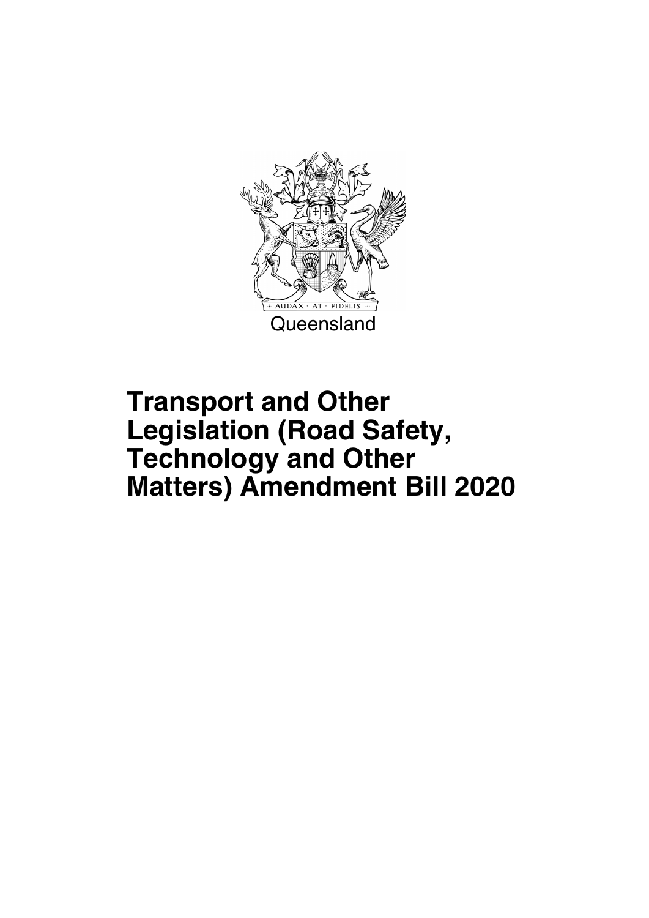AUDAX · AT · FIDELIS

Queensland

# Transport and Other Legislation (Road Safety, Technology and Other Matters) Amendment Bill 2020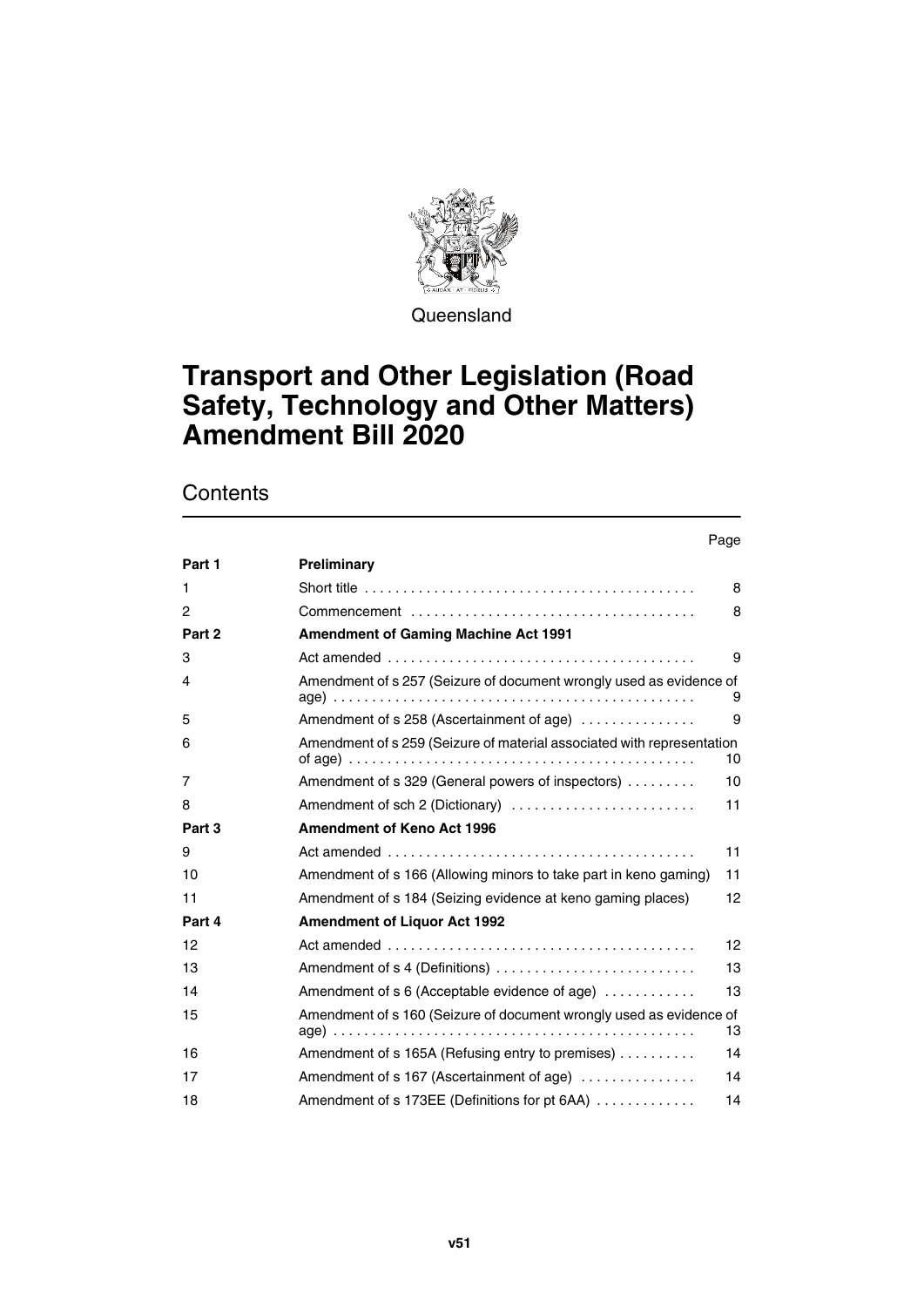Queensland

# Transport and Other Legislation (Road Safety, Technology and Other Matters) Amendment Bill 2020

## Contents

| | | Page |
|---|---|---|
| **Part 1** | **Preliminary** | |
| 1 | Short title | 8 |
| 2 | Commencement | 8 |
| **Part 2** | **Amendment of Gaming Machine Act 1991** | |
| 3 | Act amended | 9 |
| 4 | Amendment of s 257 (Seizure of document wrongly used as evidence of age) | 9 |
| 5 | Amendment of s 258 (Ascertainment of age) | 9 |
| 6 | Amendment of s 259 (Seizure of material associated with representation of age) | 10 |
| 7 | Amendment of s 329 (General powers of inspectors) | 10 |
| 8 | Amendment of sch 2 (Dictionary) | 11 |
| **Part 3** | **Amendment of Keno Act 1996** | |
| 9 | Act amended | 11 |
| 10 | Amendment of s 166 (Allowing minors to take part in keno gaming) | 11 |
| 11 | Amendment of s 184 (Seizing evidence at keno gaming places) | 12 |
| **Part 4** | **Amendment of Liquor Act 1992** | |
| 12 | Act amended | 12 |
| 13 | Amendment of s 4 (Definitions) | 13 |
| 14 | Amendment of s 6 (Acceptable evidence of age) | 13 |
| 15 | Amendment of s 160 (Seizure of document wrongly used as evidence of age) | 13 |
| 16 | Amendment of s 165A (Refusing entry to premises) | 14 |
| 17 | Amendment of s 167 (Ascertainment of age) | 14 |
| 18 | Amendment of s 173EE (Definitions for pt 6AA) | 14 |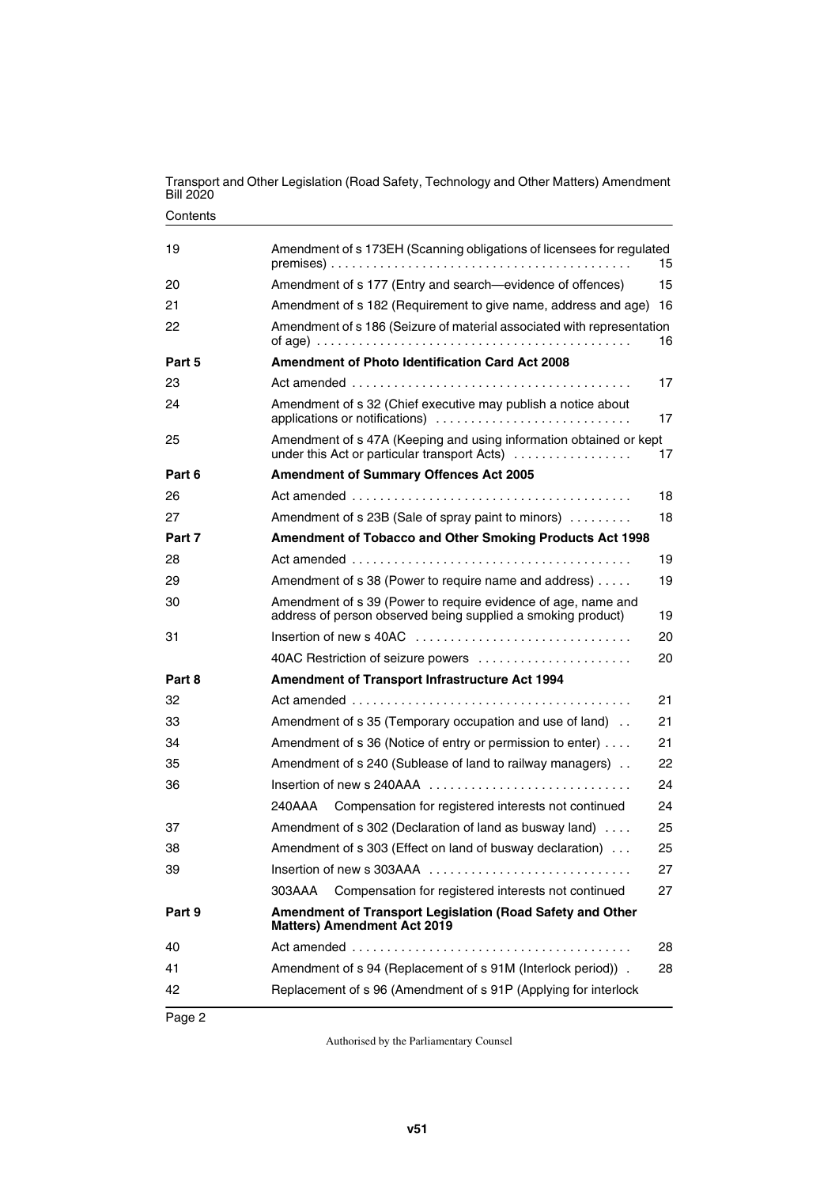| | | |
|---|---|---|
| 19 | Amendment of s 173EH (Scanning obligations of licensees for regulated premises) | 15 |
| 20 | Amendment of s 177 (Entry and search—evidence of offences) | 15 |
| 21 | Amendment of s 182 (Requirement to give name, address and age) | 16 |
| 22 | Amendment of s 186 (Seizure of material associated with representation of age) | 16 |
| **Part 5** | **Amendment of Photo Identification Card Act 2008** | |
| 23 | Act amended | 17 |
| 24 | Amendment of s 32 (Chief executive may publish a notice about applications or notifications) | 17 |
| 25 | Amendment of s 47A (Keeping and using information obtained or kept under this Act or particular transport Acts) | 17 |
| **Part 6** | **Amendment of Summary Offences Act 2005** | |
| 26 | Act amended | 18 |
| 27 | Amendment of s 23B (Sale of spray paint to minors) | 18 |
| **Part 7** | **Amendment of Tobacco and Other Smoking Products Act 1998** | |
| 28 | Act amended | 19 |
| 29 | Amendment of s 38 (Power to require name and address) | 19 |
| 30 | Amendment of s 39 (Power to require evidence of age, name and address of person observed being supplied a smoking product) | 19 |
| 31 | Insertion of new s 40AC | 20 |
| | 40AC Restriction of seizure powers | 20 |
| **Part 8** | **Amendment of Transport Infrastructure Act 1994** | |
| 32 | Act amended | 21 |
| 33 | Amendment of s 35 (Temporary occupation and use of land) | 21 |
| 34 | Amendment of s 36 (Notice of entry or permission to enter) | 21 |
| 35 | Amendment of s 240 (Sublease of land to railway managers) | 22 |
| 36 | Insertion of new s 240AAA | 24 |
| | 240AAA Compensation for registered interests not continued | 24 |
| 37 | Amendment of s 302 (Declaration of land as busway land) | 25 |
| 38 | Amendment of s 303 (Effect on land of busway declaration) | 25 |
| 39 | Insertion of new s 303AAA | 27 |
| | 303AAA Compensation for registered interests not continued | 27 |
| **Part 9** | **Amendment of Transport Legislation (Road Safety and Other Matters) Amendment Act 2019** | |
| 40 | Act amended | 28 |
| 41 | Amendment of s 94 (Replacement of s 91M (Interlock period)) | 28 |
| 42 | Replacement of s 96 (Amendment of s 91P (Applying for interlock | |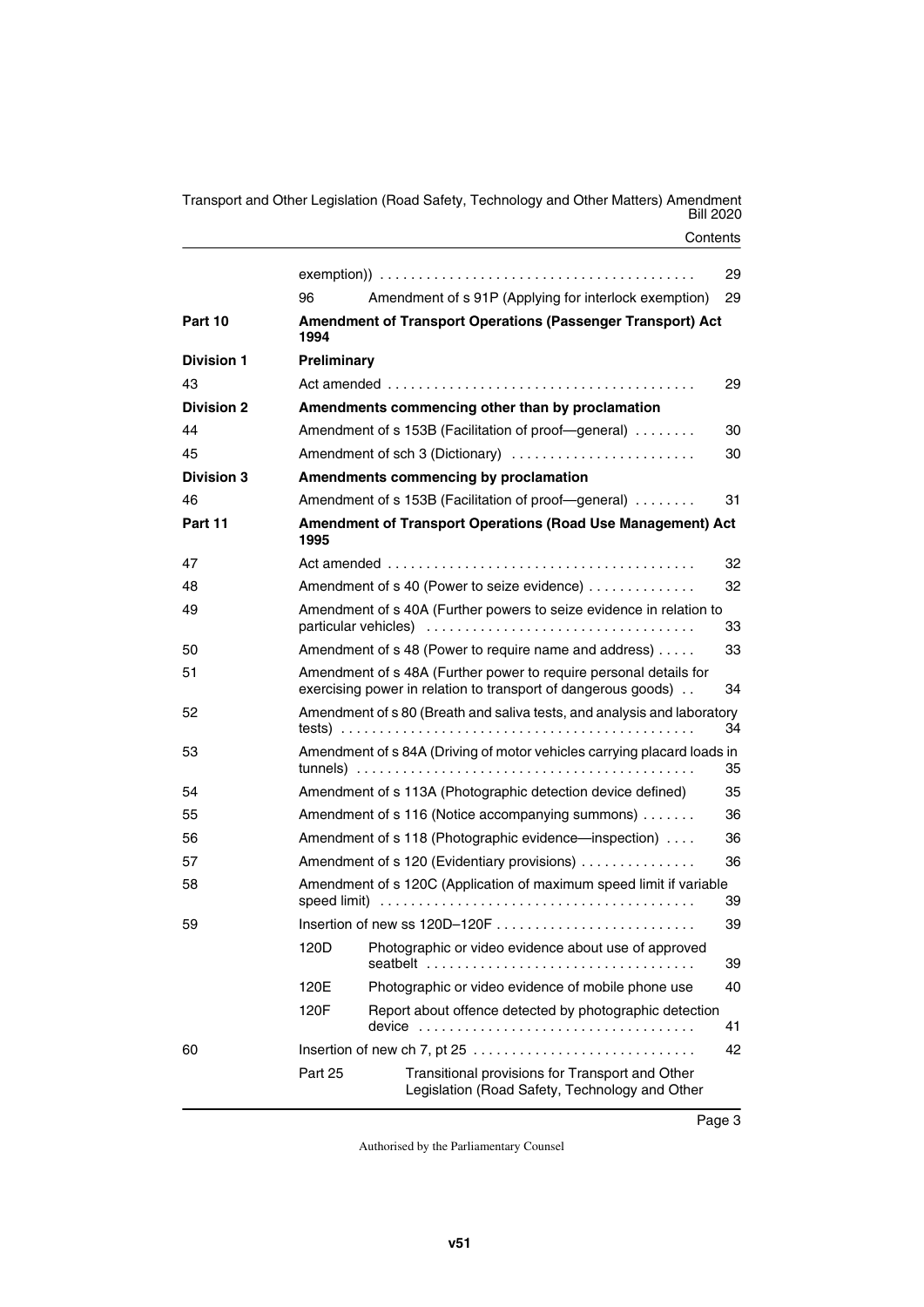| | | | |
|---|---|---|---|
| | | exemption)) | 29 |
| | 96 | Amendment of s 91P (Applying for interlock exemption) | 29 |
| **Part 10** | **Amendment of Transport Operations (Passenger Transport) Act 1994** | | |
| **Division 1** | **Preliminary** | | |
| 43 | Act amended | | 29 |
| **Division 2** | **Amendments commencing other than by proclamation** | | |
| 44 | Amendment of s 153B (Facilitation of proof—general) | | 30 |
| 45 | Amendment of sch 3 (Dictionary) | | 30 |
| **Division 3** | **Amendments commencing by proclamation** | | |
| 46 | Amendment of s 153B (Facilitation of proof—general) | | 31 |
| **Part 11** | **Amendment of Transport Operations (Road Use Management) Act 1995** | | |
| 47 | Act amended | | 32 |
| 48 | Amendment of s 40 (Power to seize evidence) | | 32 |
| 49 | Amendment of s 40A (Further powers to seize evidence in relation to particular vehicles) | | 33 |
| 50 | Amendment of s 48 (Power to require name and address) | | 33 |
| 51 | Amendment of s 48A (Further power to require personal details for exercising power in relation to transport of dangerous goods) | | 34 |
| 52 | Amendment of s 80 (Breath and saliva tests, and analysis and laboratory tests) | | 34 |
| 53 | Amendment of s 84A (Driving of motor vehicles carrying placard loads in tunnels) | | 35 |
| 54 | Amendment of s 113A (Photographic detection device defined) | | 35 |
| 55 | Amendment of s 116 (Notice accompanying summons) | | 36 |
| 56 | Amendment of s 118 (Photographic evidence—inspection) | | 36 |
| 57 | Amendment of s 120 (Evidentiary provisions) | | 36 |
| 58 | Amendment of s 120C (Application of maximum speed limit if variable speed limit) | | 39 |
| 59 | Insertion of new ss 120D–120F | | 39 |
| | 120D | Photographic or video evidence about use of approved seatbelt | 39 |
| | 120E | Photographic or video evidence of mobile phone use | 40 |
| | 120F | Report about offence detected by photographic detection device | 41 |
| 60 | Insertion of new ch 7, pt 25 | | 42 |
| | Part 25 | Transitional provisions for Transport and Other Legislation (Road Safety, Technology and Other | |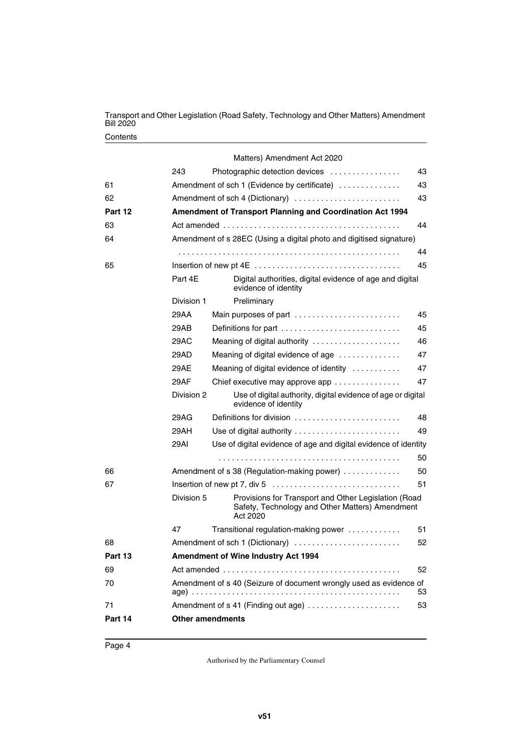Matters) Amendment Act 2020

| | | | |
|---|---|---|---|
| | 243 | Photographic detection devices | 43 |
| 61 | | Amendment of sch 1 (Evidence by certificate) | 43 |
| 62 | | Amendment of sch 4 (Dictionary) | 43 |
| **Part 12** | | **Amendment of Transport Planning and Coordination Act 1994** | |
| 63 | | Act amended | 44 |
| 64 | | Amendment of s 28EC (Using a digital photo and digitised signature) | 44 |
| 65 | | Insertion of new pt 4E | 45 |
| | Part 4E | Digital authorities, digital evidence of age and digital evidence of identity | |
| | Division 1 | Preliminary | |
| | 29AA | Main purposes of part | 45 |
| | 29AB | Definitions for part | 45 |
| | 29AC | Meaning of digital authority | 46 |
| | 29AD | Meaning of digital evidence of age | 47 |
| | 29AE | Meaning of digital evidence of identity | 47 |
| | 29AF | Chief executive may approve app | 47 |
| | Division 2 | Use of digital authority, digital evidence of age or digital evidence of identity | |
| | 29AG | Definitions for division | 48 |
| | 29AH | Use of digital authority | 49 |
| | 29AI | Use of digital evidence of age and digital evidence of identity | 50 |
| 66 | | Amendment of s 38 (Regulation-making power) | 50 |
| 67 | | Insertion of new pt 7, div 5 | 51 |
| | Division 5 | Provisions for Transport and Other Legislation (Road Safety, Technology and Other Matters) Amendment Act 2020 | |
| | 47 | Transitional regulation-making power | 51 |
| 68 | | Amendment of sch 1 (Dictionary) | 52 |
| **Part 13** | | **Amendment of Wine Industry Act 1994** | |
| 69 | | Act amended | 52 |
| 70 | | Amendment of s 40 (Seizure of document wrongly used as evidence of age) | 53 |
| 71 | | Amendment of s 41 (Finding out age) | 53 |
| **Part 14** | | **Other amendments** | |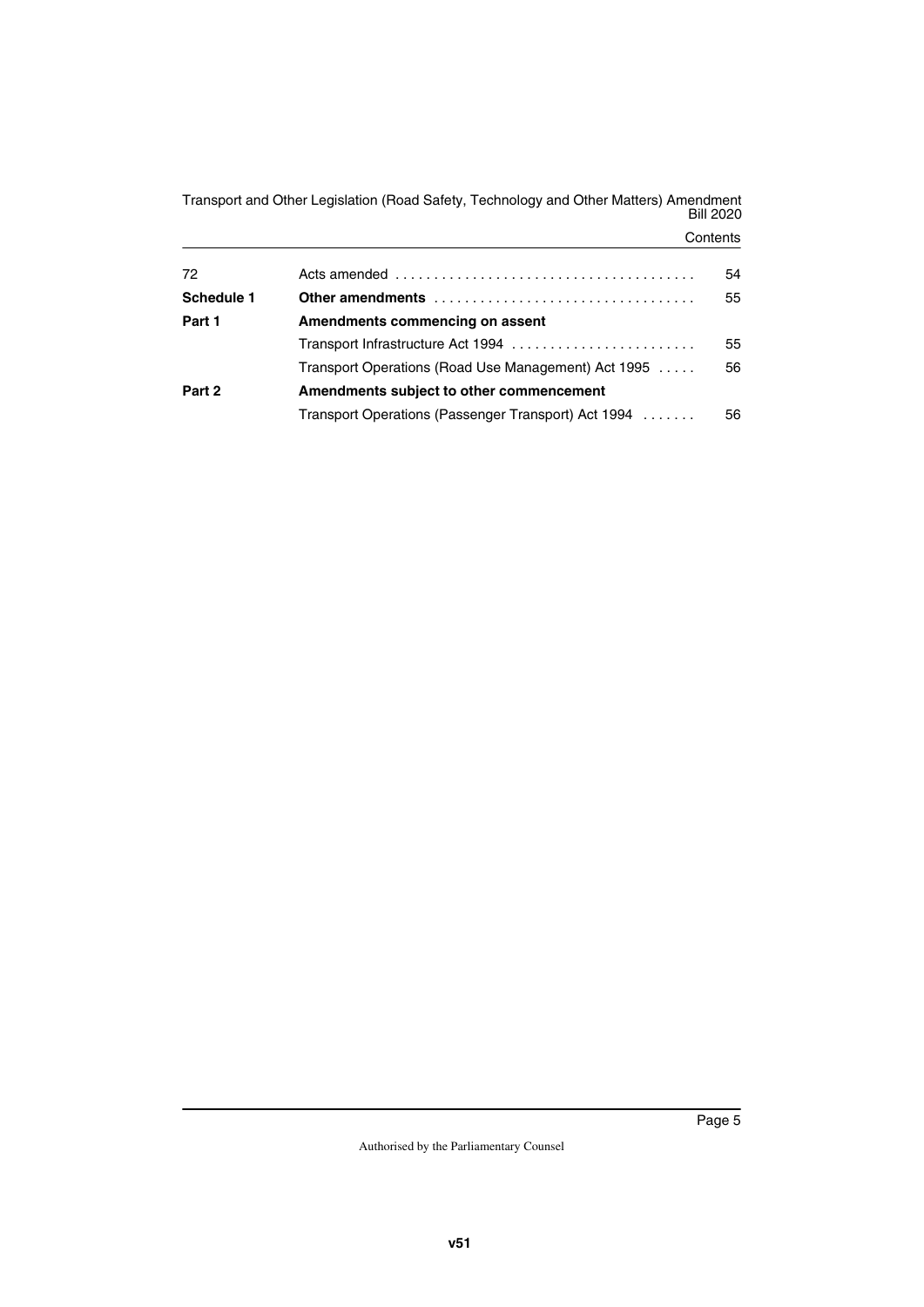| | | |
|---|---|---|
| 72 | Acts amended | 54 |
| **Schedule 1** | **Other amendments** | 55 |
| **Part 1** | **Amendments commencing on assent** | |
| | Transport Infrastructure Act 1994 | 55 |
| | Transport Operations (Road Use Management) Act 1995 | 56 |
| **Part 2** | **Amendments subject to other commencement** | |
| | Transport Operations (Passenger Transport) Act 1994 | 56 |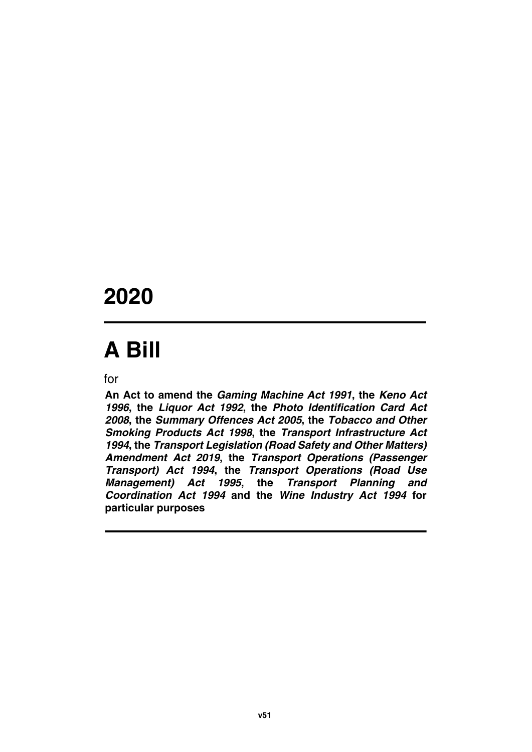# 2020

# A Bill

for

**An Act to amend the *Gaming Machine Act 1991*, the *Keno Act 1996*, the *Liquor Act 1992*, the *Photo Identification Card Act 2008*, the *Summary Offences Act 2005*, the *Tobacco and Other Smoking Products Act 1998*, the *Transport Infrastructure Act 1994*, the *Transport Legislation (Road Safety and Other Matters) Amendment Act 2019*, the *Transport Operations (Passenger Transport) Act 1994*, the *Transport Operations (Road Use Management) Act 1995*, the *Transport Planning and Coordination Act 1994* and the *Wine Industry Act 1994* for particular purposes**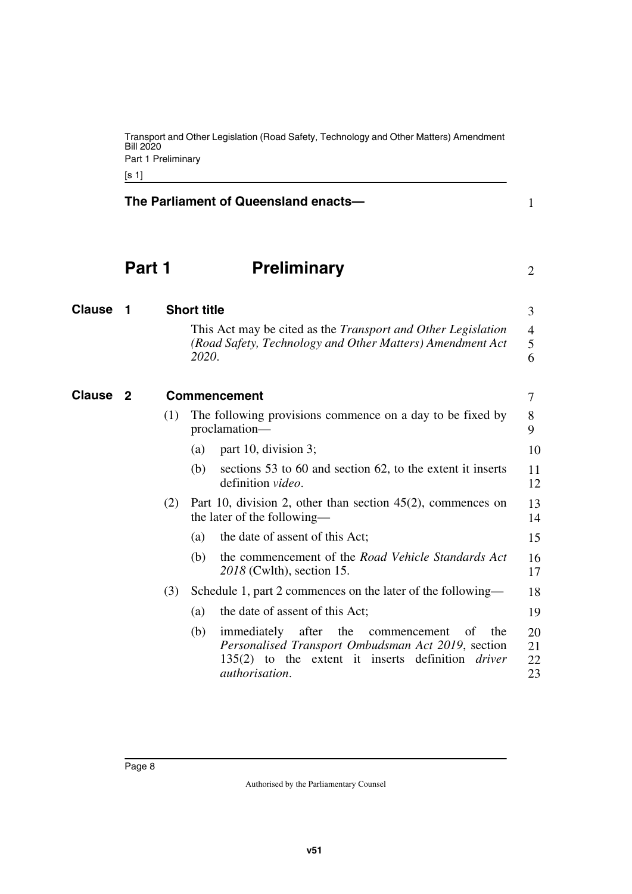**The Parliament of Queensland enacts—**

# Part 1 Preliminary

## Clause 1 Short title

This Act may be cited as the *Transport and Other Legislation (Road Safety, Technology and Other Matters) Amendment Act 2020*.

## Clause 2 Commencement

(1) The following provisions commence on a day to be fixed by proclamation—

(a) part 10, division 3;

(b) sections 53 to 60 and section 62, to the extent it inserts definition *video*.

(2) Part 10, division 2, other than section 45(2), commences on the later of the following—

(a) the date of assent of this Act;

(b) the commencement of the *Road Vehicle Standards Act 2018* (Cwlth), section 15.

(3) Schedule 1, part 2 commences on the later of the following—

(a) the date of assent of this Act;

(b) immediately after the commencement of the *Personalised Transport Ombudsman Act 2019*, section 135(2) to the extent it inserts definition *driver authorisation*.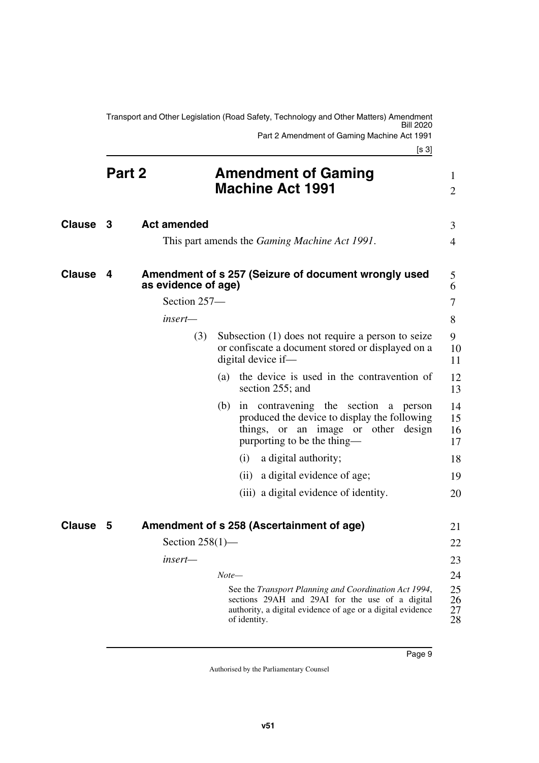# Part 2 Amendment of Gaming Machine Act 1991

## Clause 3 Act amended

This part amends the *Gaming Machine Act 1991*.

## Clause 4 Amendment of s 257 (Seizure of document wrongly used as evidence of age)

Section 257—

*insert*—

(3) Subsection (1) does not require a person to seize or confiscate a document stored or displayed on a digital device if—

(a) the device is used in the contravention of section 255; and

(b) in contravening the section a person produced the device to display the following things, or an image or other design purporting to be the thing—

(i) a digital authority;

(ii) a digital evidence of age;

(iii) a digital evidence of identity.

## Clause 5 Amendment of s 258 (Ascertainment of age)

Section 258(1)—

*insert*—

*Note*—

See the *Transport Planning and Coordination Act 1994*, sections 29AH and 29AI for the use of a digital authority, a digital evidence of age or a digital evidence of identity.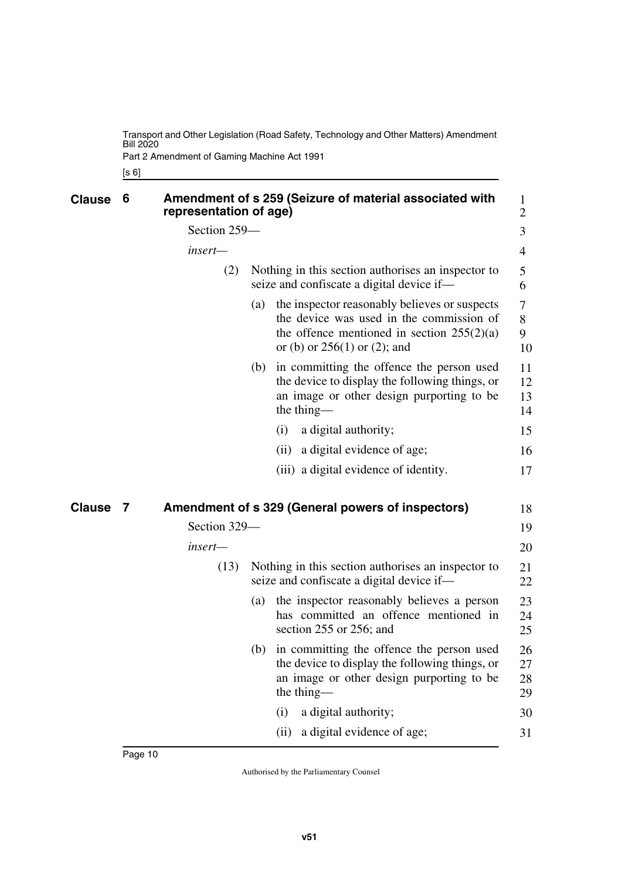## Clause 6 Amendment of s 259 (Seizure of material associated with representation of age)

Section 259—

*insert*—

(2) Nothing in this section authorises an inspector to seize and confiscate a digital device if—

(a) the inspector reasonably believes or suspects the device was used in the commission of the offence mentioned in section 255(2)(a) or (b) or 256(1) or (2); and

(b) in committing the offence the person used the device to display the following things, or an image or other design purporting to be the thing—

(i) a digital authority;

(ii) a digital evidence of age;

(iii) a digital evidence of identity.

## Clause 7 Amendment of s 329 (General powers of inspectors)

Section 329—

*insert*—

(13) Nothing in this section authorises an inspector to seize and confiscate a digital device if—

(a) the inspector reasonably believes a person has committed an offence mentioned in section 255 or 256; and

(b) in committing the offence the person used the device to display the following things, or an image or other design purporting to be the thing—

(i) a digital authority;

(ii) a digital evidence of age;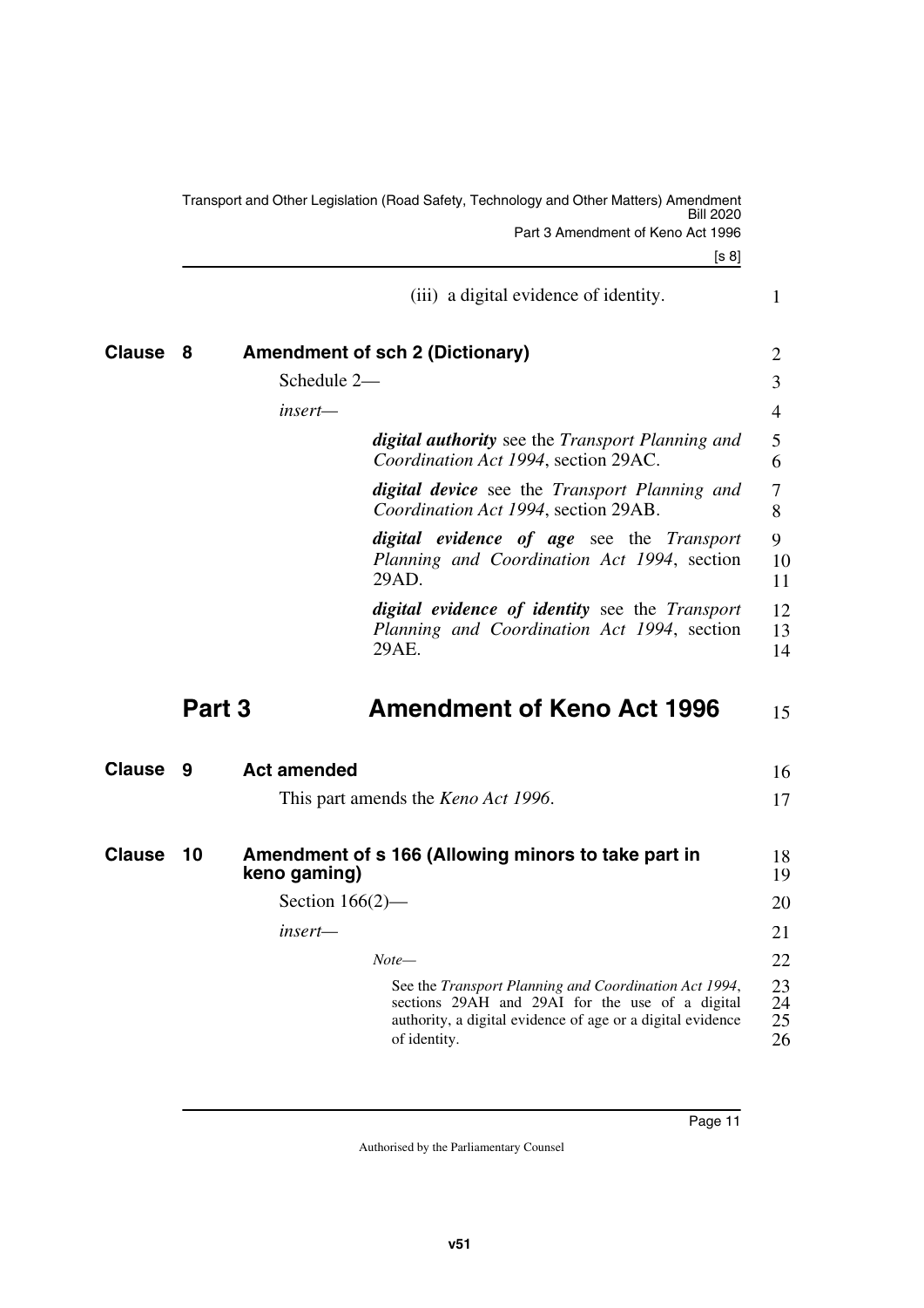(iii) a digital evidence of identity.

### Clause 8 Amendment of sch 2 (Dictionary)

Schedule 2—

*insert*—

> ***digital authority*** see the *Transport Planning and Coordination Act 1994*, section 29AC.
>
> ***digital device*** see the *Transport Planning and Coordination Act 1994*, section 29AB.
>
> ***digital evidence of age*** see the *Transport Planning and Coordination Act 1994*, section 29AD.
>
> ***digital evidence of identity*** see the *Transport Planning and Coordination Act 1994*, section 29AE.

## Part 3 Amendment of Keno Act 1996

### Clause 9 Act amended

This part amends the *Keno Act 1996*.

### Clause 10 Amendment of s 166 (Allowing minors to take part in keno gaming)

Section 166(2)—

*insert*—

> *Note*—
>
> See the *Transport Planning and Coordination Act 1994*, sections 29AH and 29AI for the use of a digital authority, a digital evidence of age or a digital evidence of identity.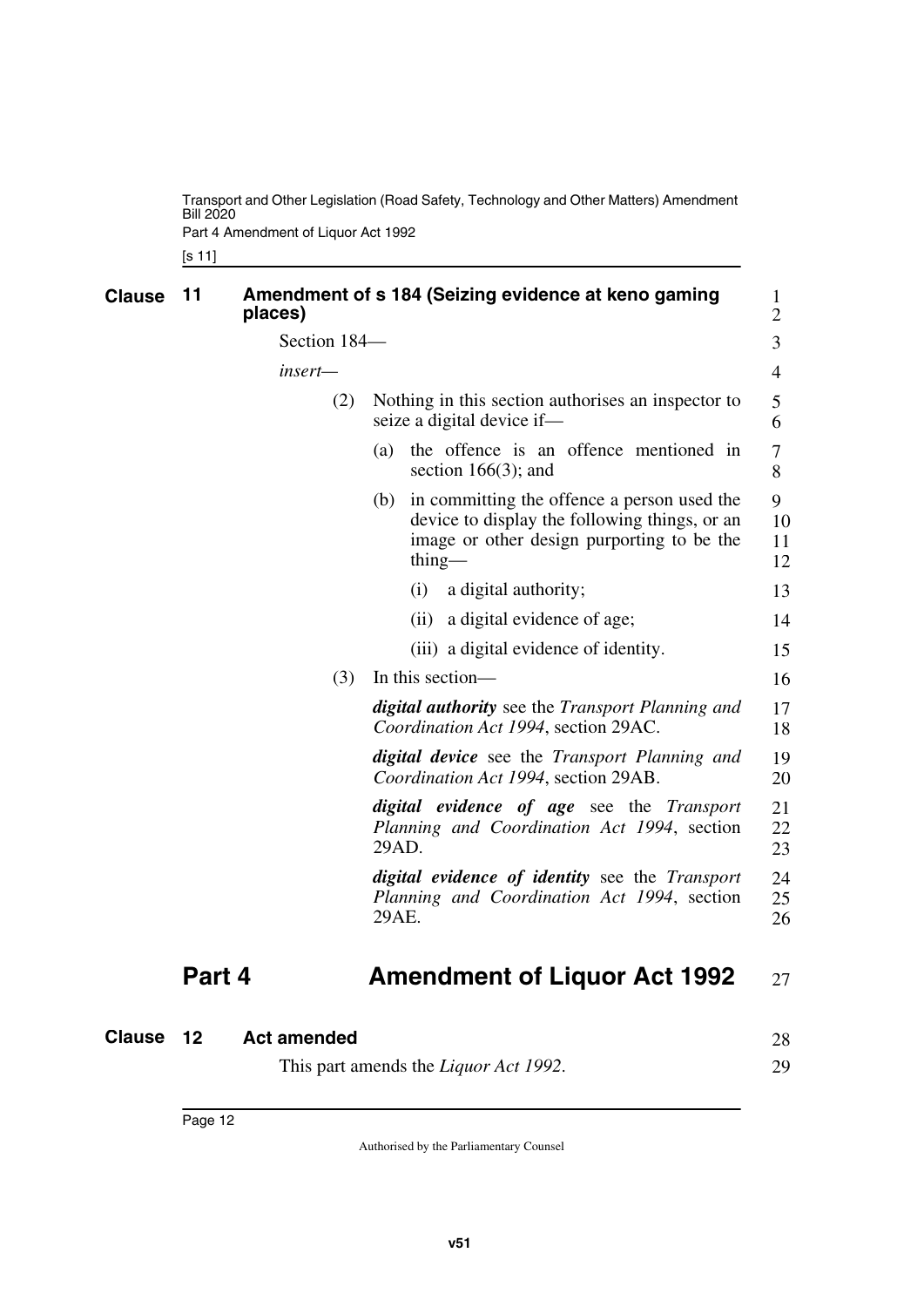## Clause 11 Amendment of s 184 (Seizing evidence at keno gaming places)

Section 184—

*insert*—

(2) Nothing in this section authorises an inspector to seize a digital device if—

(a) the offence is an offence mentioned in section 166(3); and

(b) in committing the offence a person used the device to display the following things, or an image or other design purporting to be the thing—

(i) a digital authority;

(ii) a digital evidence of age;

(iii) a digital evidence of identity.

(3) In this section—

***digital authority*** see the *Transport Planning and Coordination Act 1994*, section 29AC.

***digital device*** see the *Transport Planning and Coordination Act 1994*, section 29AB.

***digital evidence of age*** see the *Transport Planning and Coordination Act 1994*, section 29AD.

***digital evidence of identity*** see the *Transport Planning and Coordination Act 1994*, section 29AE.

# Part 4 Amendment of Liquor Act 1992

## Clause 12 Act amended

This part amends the *Liquor Act 1992*.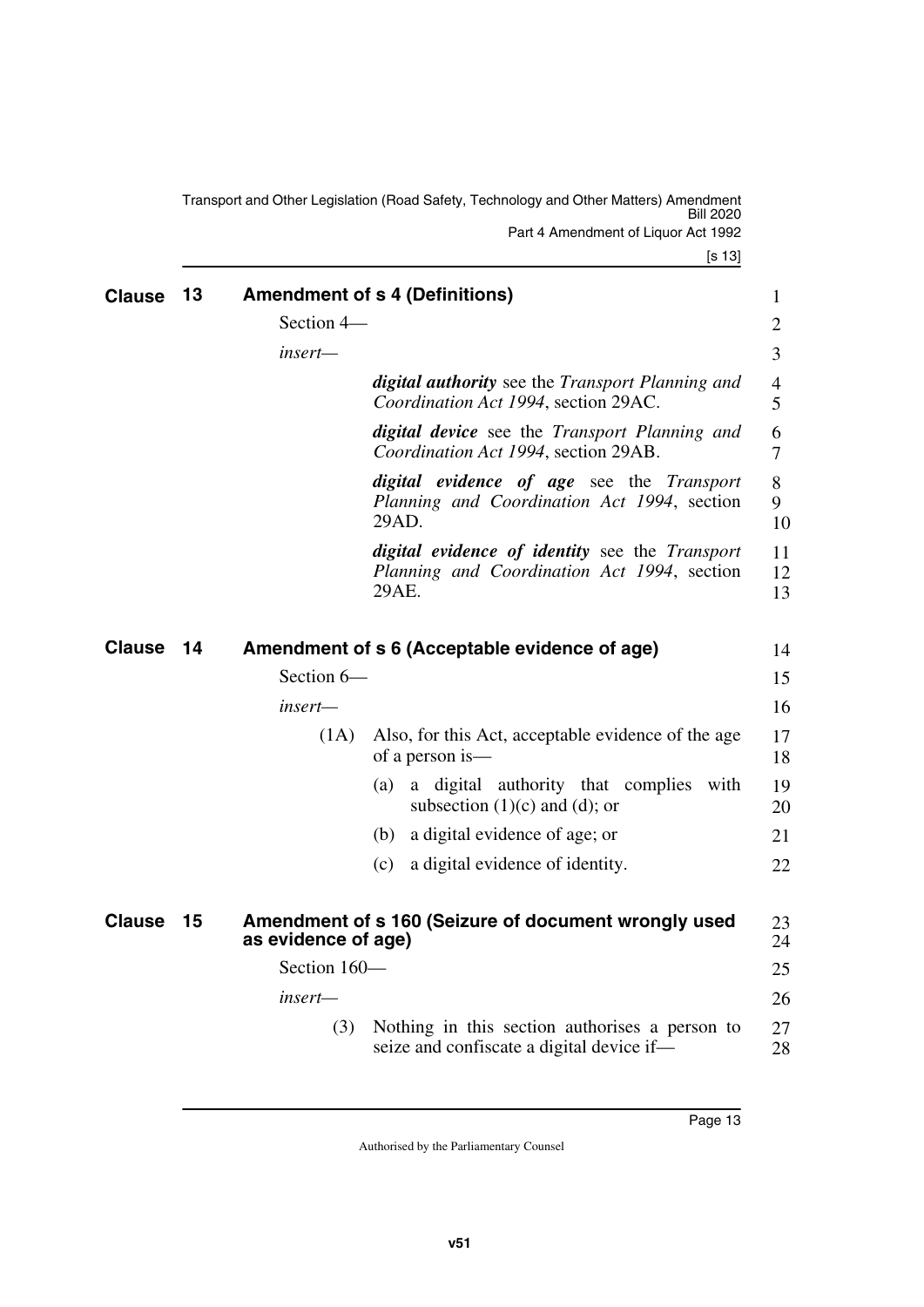## Clause 13 Amendment of s 4 (Definitions)

Section 4—

*insert*—

***digital authority*** see the *Transport Planning and Coordination Act 1994*, section 29AC.

***digital device*** see the *Transport Planning and Coordination Act 1994*, section 29AB.

***digital evidence of age*** see the *Transport Planning and Coordination Act 1994*, section 29AD.

***digital evidence of identity*** see the *Transport Planning and Coordination Act 1994*, section 29AE.

## Clause 14 Amendment of s 6 (Acceptable evidence of age)

Section 6—

*insert*—

(1A) Also, for this Act, acceptable evidence of the age of a person is—

(a) a digital authority that complies with subsection (1)(c) and (d); or

(b) a digital evidence of age; or

(c) a digital evidence of identity.

## Clause 15 Amendment of s 160 (Seizure of document wrongly used as evidence of age)

Section 160—

*insert*—

(3) Nothing in this section authorises a person to seize and confiscate a digital device if—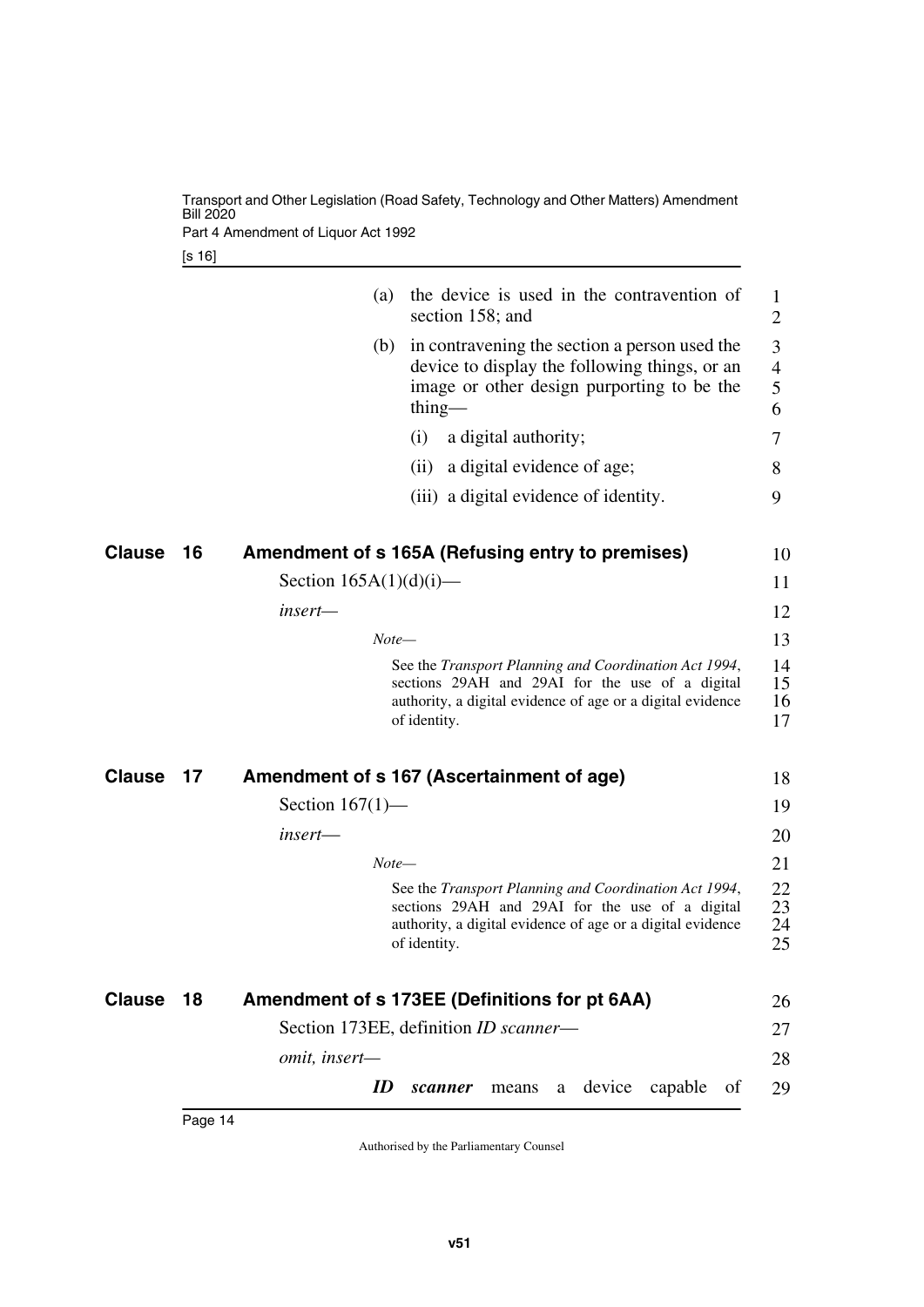(a) the device is used in the contravention of section 158; and

(b) in contravening the section a person used the device to display the following things, or an image or other design purporting to be the thing—

(i) a digital authority;

(ii) a digital evidence of age;

(iii) a digital evidence of identity.

## Clause 16 Amendment of s 165A (Refusing entry to premises)

Section 165A(1)(d)(i)—

*insert*—

*Note*—

See the *Transport Planning and Coordination Act 1994*, sections 29AH and 29AI for the use of a digital authority, a digital evidence of age or a digital evidence of identity.

## Clause 17 Amendment of s 167 (Ascertainment of age)

Section 167(1)—

*insert*—

*Note*—

See the *Transport Planning and Coordination Act 1994*, sections 29AH and 29AI for the use of a digital authority, a digital evidence of age or a digital evidence of identity.

## Clause 18 Amendment of s 173EE (Definitions for pt 6AA)

Section 173EE, definition *ID scanner*—

*omit, insert*—

***ID scanner*** means a device capable of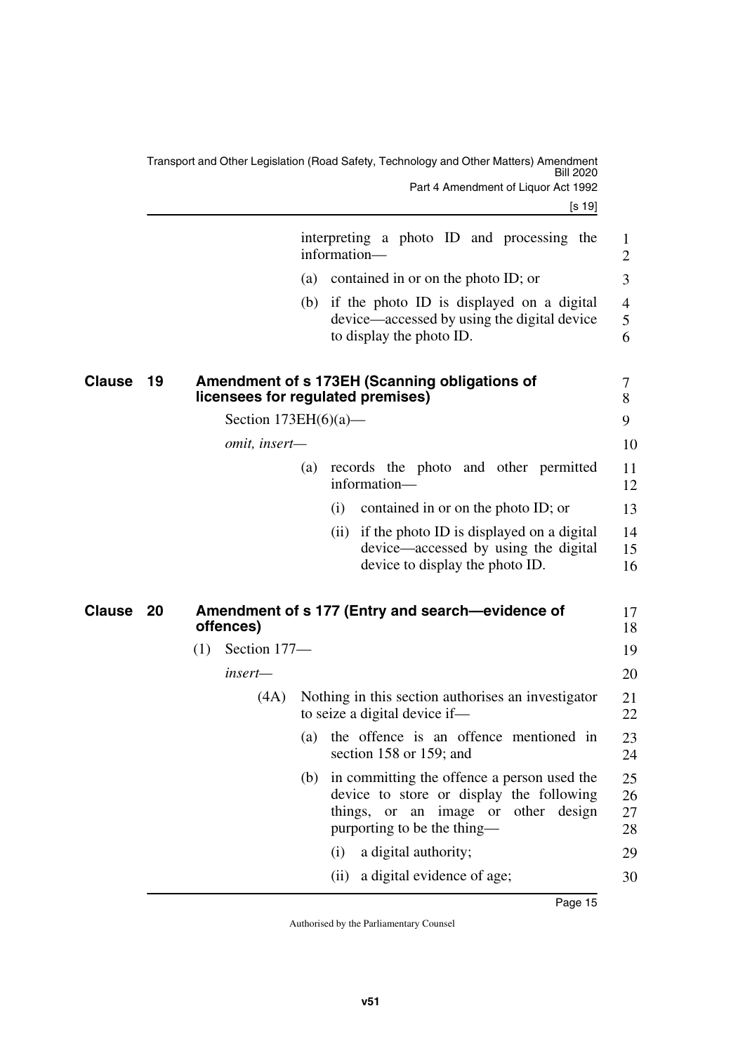interpreting a photo ID and processing the information—

(a) contained in or on the photo ID; or

(b) if the photo ID is displayed on a digital device—accessed by using the digital device to display the photo ID.

## Clause 19 Amendment of s 173EH (Scanning obligations of licensees for regulated premises)

Section 173EH(6)(a)—

*omit, insert—*

(a) records the photo and other permitted information—

(i) contained in or on the photo ID; or

(ii) if the photo ID is displayed on a digital device—accessed by using the digital device to display the photo ID.

## Clause 20 Amendment of s 177 (Entry and search—evidence of offences)

(1) Section 177—

*insert—*

(4A) Nothing in this section authorises an investigator to seize a digital device if—

(a) the offence is an offence mentioned in section 158 or 159; and

(b) in committing the offence a person used the device to store or display the following things, or an image or other design purporting to be the thing—

(i) a digital authority;

(ii) a digital evidence of age;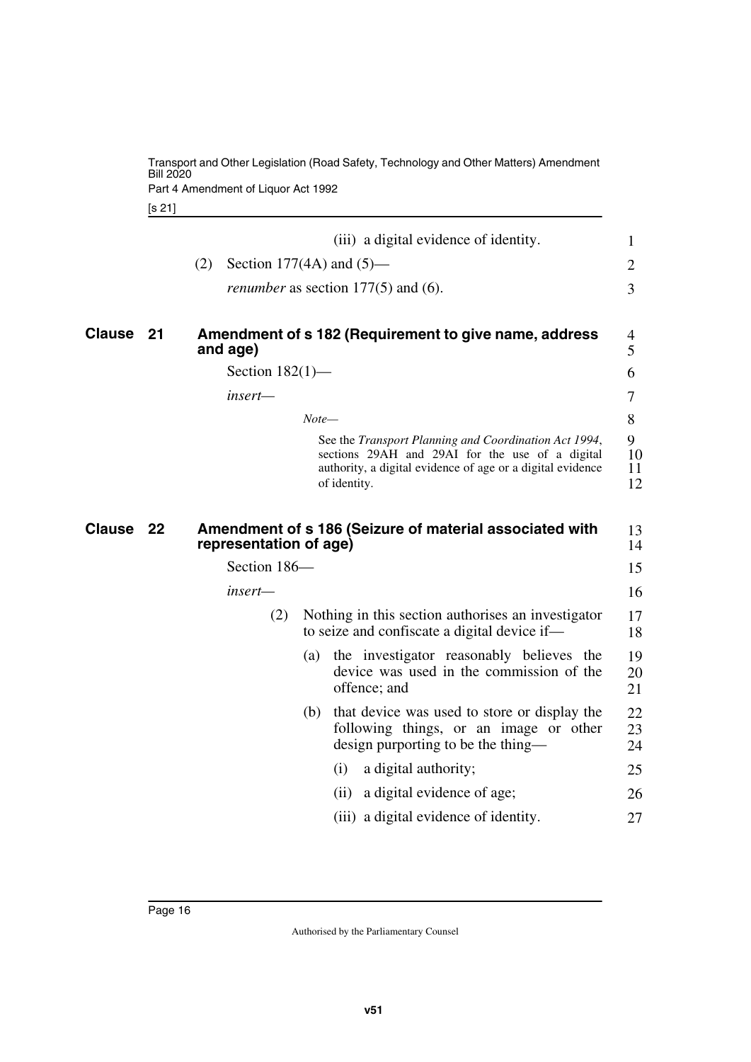(iii) a digital evidence of identity.

(2) Section 177(4A) and (5)—

*renumber* as section 177(5) and (6).

## Clause 21 Amendment of s 182 (Requirement to give name, address and age)

Section 182(1)—

*insert*—

*Note*—

See the *Transport Planning and Coordination Act 1994*, sections 29AH and 29AI for the use of a digital authority, a digital evidence of age or a digital evidence of identity.

## Clause 22 Amendment of s 186 (Seizure of material associated with representation of age)

Section 186—

*insert*—

(2) Nothing in this section authorises an investigator to seize and confiscate a digital device if—

(a) the investigator reasonably believes the device was used in the commission of the offence; and

(b) that device was used to store or display the following things, or an image or other design purporting to be the thing—

(i) a digital authority;

(ii) a digital evidence of age;

(iii) a digital evidence of identity.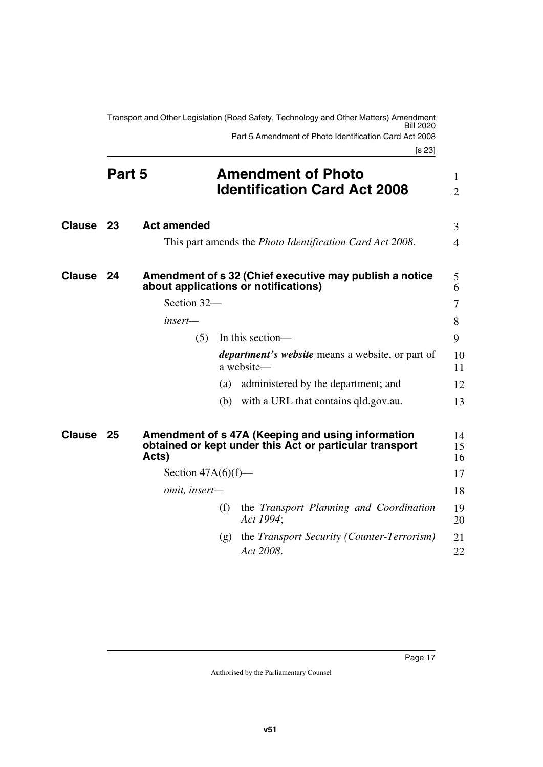# Part 5 Amendment of Photo Identification Card Act 2008

## Clause 23 Act amended

This part amends the *Photo Identification Card Act 2008*.

## Clause 24 Amendment of s 32 (Chief executive may publish a notice about applications or notifications)

Section 32—

*insert—*

(5) In this section—

***department's website*** means a website, or part of a website—

(a) administered by the department; and

(b) with a URL that contains qld.gov.au.

## Clause 25 Amendment of s 47A (Keeping and using information obtained or kept under this Act or particular transport Acts)

Section 47A(6)(f)—

*omit, insert—*

(f) the *Transport Planning and Coordination Act 1994*;

(g) the *Transport Security (Counter-Terrorism) Act 2008*.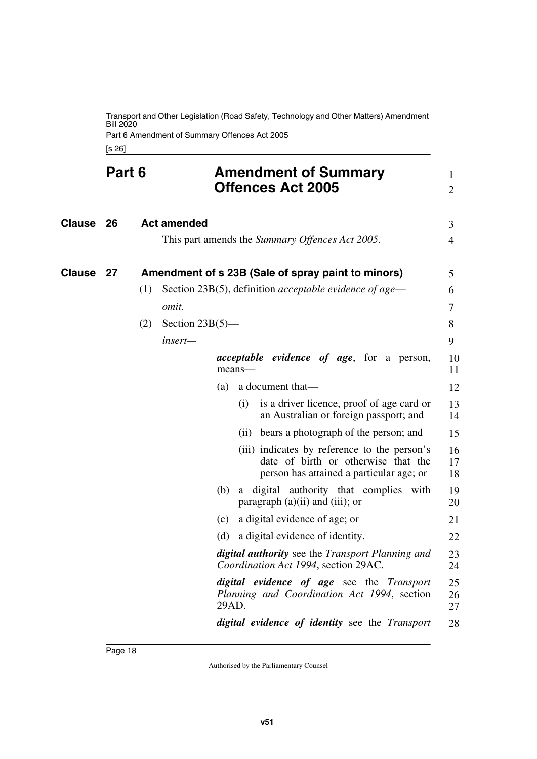# Part 6 Amendment of Summary Offences Act 2005

## Clause 26 Act amended

This part amends the *Summary Offences Act 2005*.

## Clause 27 Amendment of s 23B (Sale of spray paint to minors)

(1) Section 23B(5), definition *acceptable evidence of age*—

*omit.*

(2) Section 23B(5)—

*insert—*

***acceptable evidence of age***, for a person, means—

(a) a document that—

(i) is a driver licence, proof of age card or an Australian or foreign passport; and

(ii) bears a photograph of the person; and

(iii) indicates by reference to the person's date of birth or otherwise that the person has attained a particular age; or

(b) a digital authority that complies with paragraph (a)(ii) and (iii); or

(c) a digital evidence of age; or

(d) a digital evidence of identity.

***digital authority*** see the *Transport Planning and Coordination Act 1994*, section 29AC.

***digital evidence of age*** see the *Transport Planning and Coordination Act 1994*, section 29AD.

***digital evidence of identity*** see the *Transport*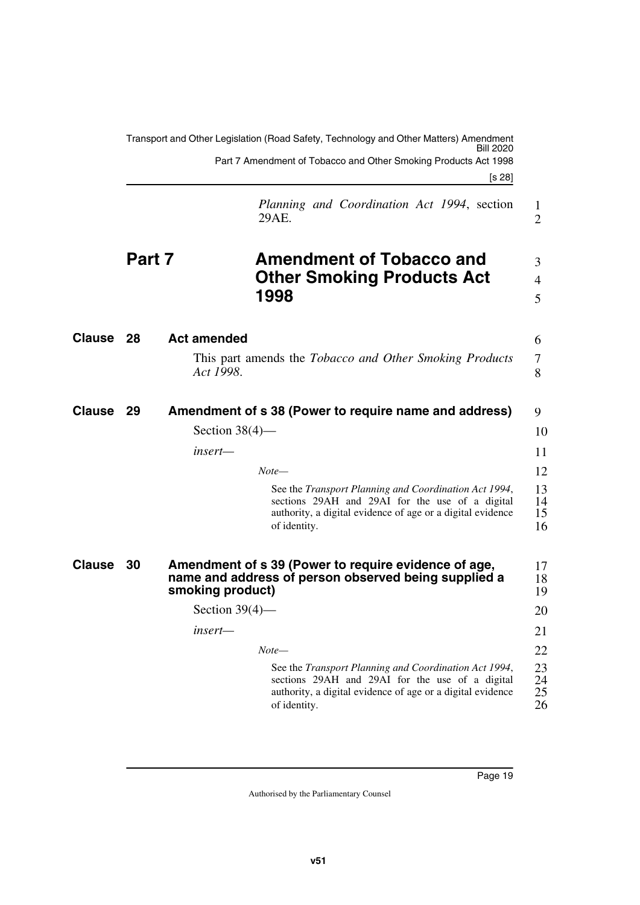*Planning and Coordination Act 1994*, section 29AE.

# Part 7 Amendment of Tobacco and Other Smoking Products Act 1998

## Clause 28 Act amended

This part amends the *Tobacco and Other Smoking Products Act 1998*.

## Clause 29 Amendment of s 38 (Power to require name and address)

Section 38(4)—

*insert—*

*Note—*

See the *Transport Planning and Coordination Act 1994*, sections 29AH and 29AI for the use of a digital authority, a digital evidence of age or a digital evidence of identity.

## Clause 30 Amendment of s 39 (Power to require evidence of age, name and address of person observed being supplied a smoking product)

Section 39(4)—

*insert—*

*Note—*

See the *Transport Planning and Coordination Act 1994*, sections 29AH and 29AI for the use of a digital authority, a digital evidence of age or a digital evidence of identity.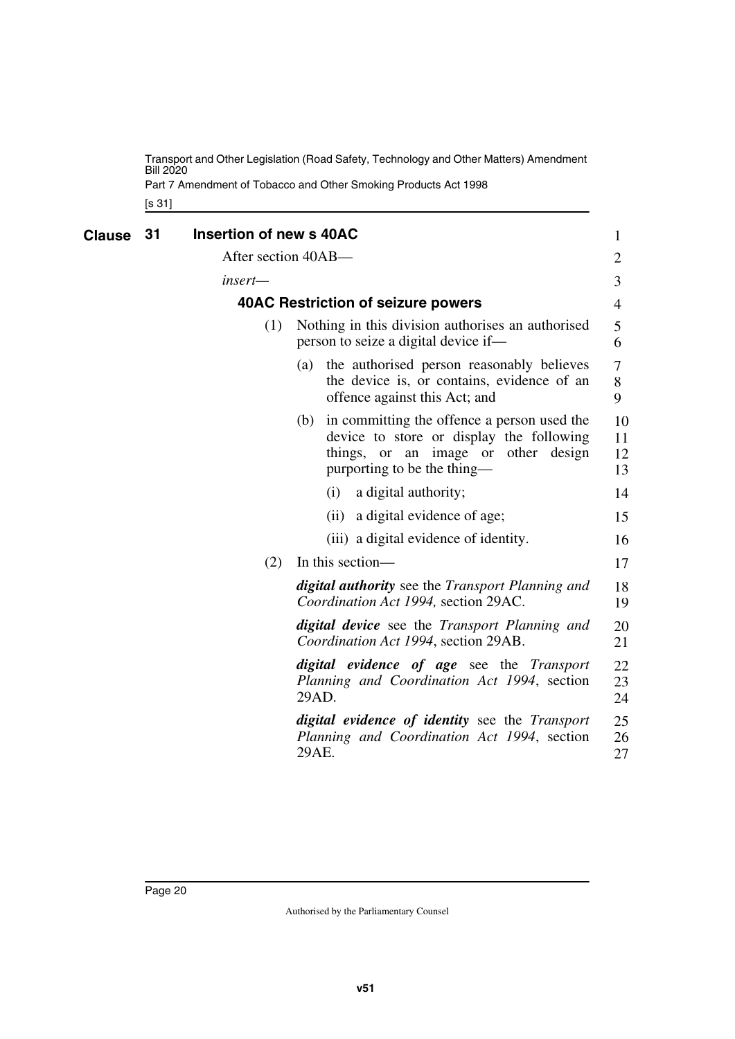## Clause 31 Insertion of new s 40AC

After section 40AB—

*insert*—

### 40AC Restriction of seizure powers

(1) Nothing in this division authorises an authorised person to seize a digital device if—

(a) the authorised person reasonably believes the device is, or contains, evidence of an offence against this Act; and

(b) in committing the offence a person used the device to store or display the following things, or an image or other design purporting to be the thing—

(i) a digital authority;

(ii) a digital evidence of age;

(iii) a digital evidence of identity.

(2) In this section—

***digital authority*** see the *Transport Planning and Coordination Act 1994,* section 29AC.

***digital device*** see the *Transport Planning and Coordination Act 1994*, section 29AB.

***digital evidence of age*** see the *Transport Planning and Coordination Act 1994*, section 29AD.

***digital evidence of identity*** see the *Transport Planning and Coordination Act 1994*, section 29AE.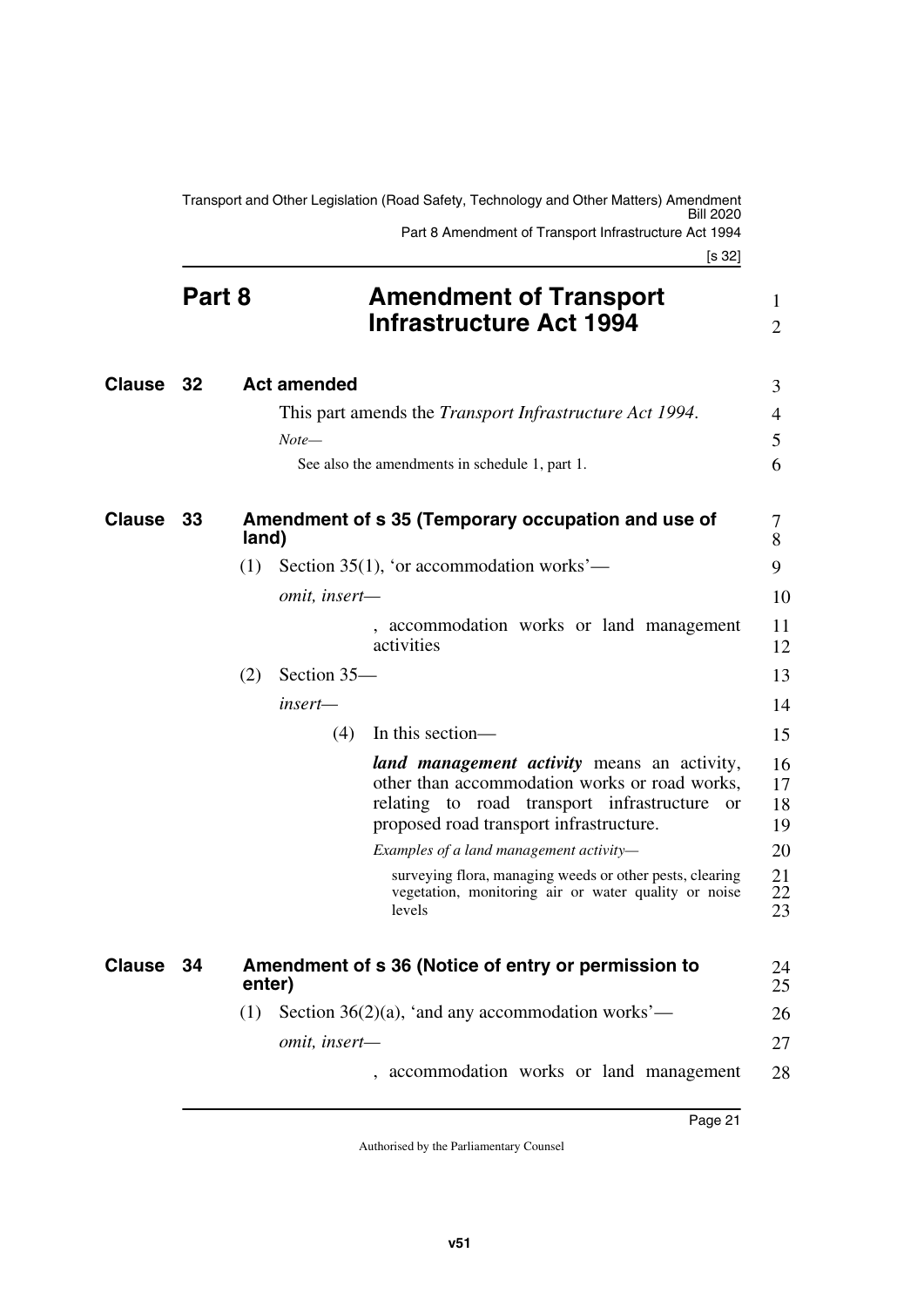# Part 8 Amendment of Transport Infrastructure Act 1994

## Clause 32 Act amended

This part amends the *Transport Infrastructure Act 1994*.

*Note—*

See also the amendments in schedule 1, part 1.

## Clause 33 Amendment of s 35 (Temporary occupation and use of land)

(1) Section 35(1), 'or accommodation works'—

*omit, insert—*

, accommodation works or land management activities

(2) Section 35—

*insert—*

(4) In this section—

***land management activity*** means an activity, other than accommodation works or road works, relating to road transport infrastructure or proposed road transport infrastructure.

*Examples of a land management activity—*

surveying flora, managing weeds or other pests, clearing vegetation, monitoring air or water quality or noise levels

## Clause 34 Amendment of s 36 (Notice of entry or permission to enter)

(1) Section 36(2)(a), 'and any accommodation works'—

*omit, insert—*

, accommodation works or land management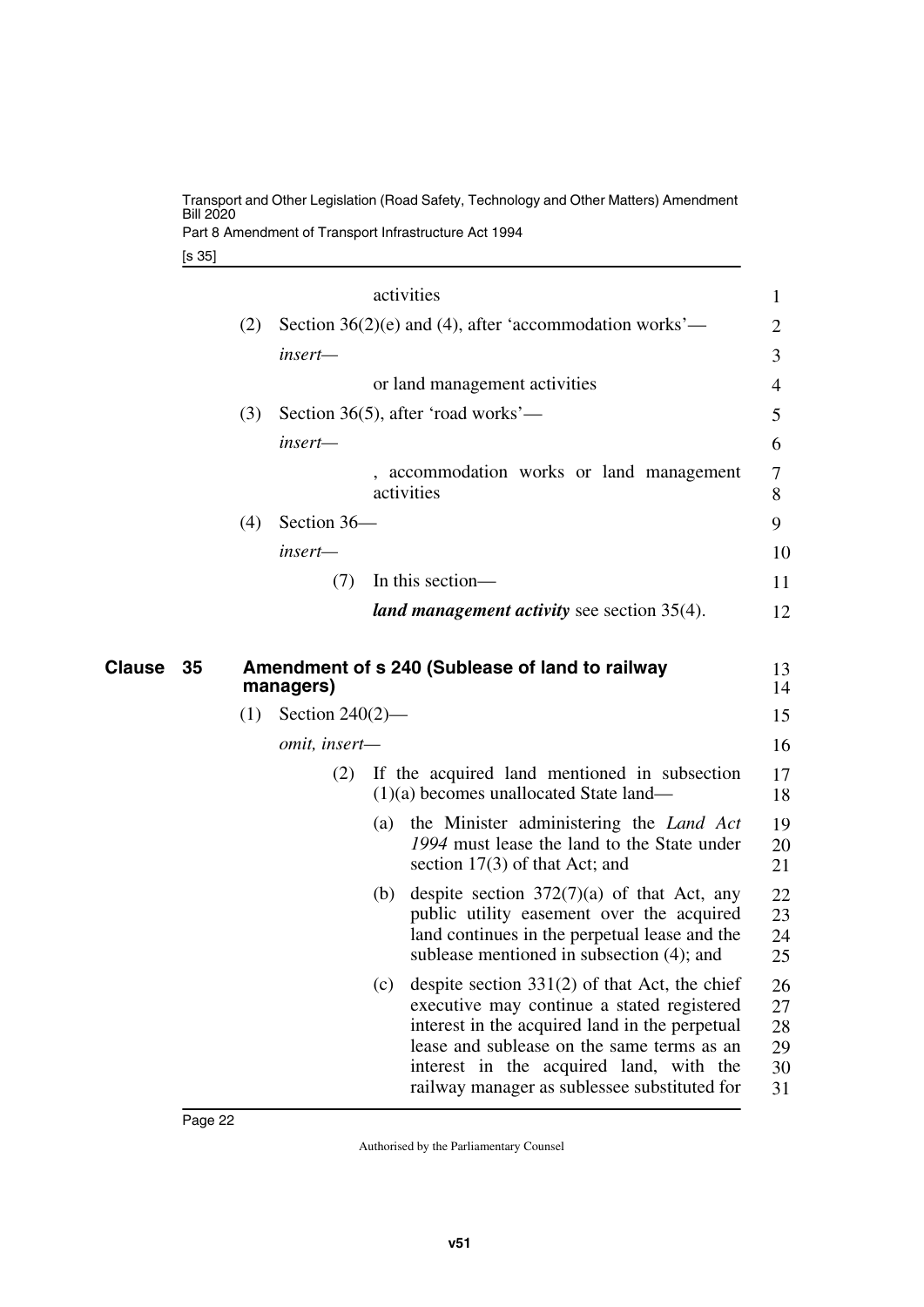activities

(2) Section 36(2)(e) and (4), after 'accommodation works'—

*insert—*

or land management activities

(3) Section 36(5), after 'road works'—

*insert—*

, accommodation works or land management activities

(4) Section 36—

*insert—*

(7) In this section—

***land management activity*** see section 35(4).

## Clause 35 Amendment of s 240 (Sublease of land to railway managers)

(1) Section 240(2)—

*omit, insert—*

(2) If the acquired land mentioned in subsection (1)(a) becomes unallocated State land—

(a) the Minister administering the *Land Act 1994* must lease the land to the State under section 17(3) of that Act; and

(b) despite section 372(7)(a) of that Act, any public utility easement over the acquired land continues in the perpetual lease and the sublease mentioned in subsection (4); and

(c) despite section 331(2) of that Act, the chief executive may continue a stated registered interest in the acquired land in the perpetual lease and sublease on the same terms as an interest in the acquired land, with the railway manager as sublessee substituted for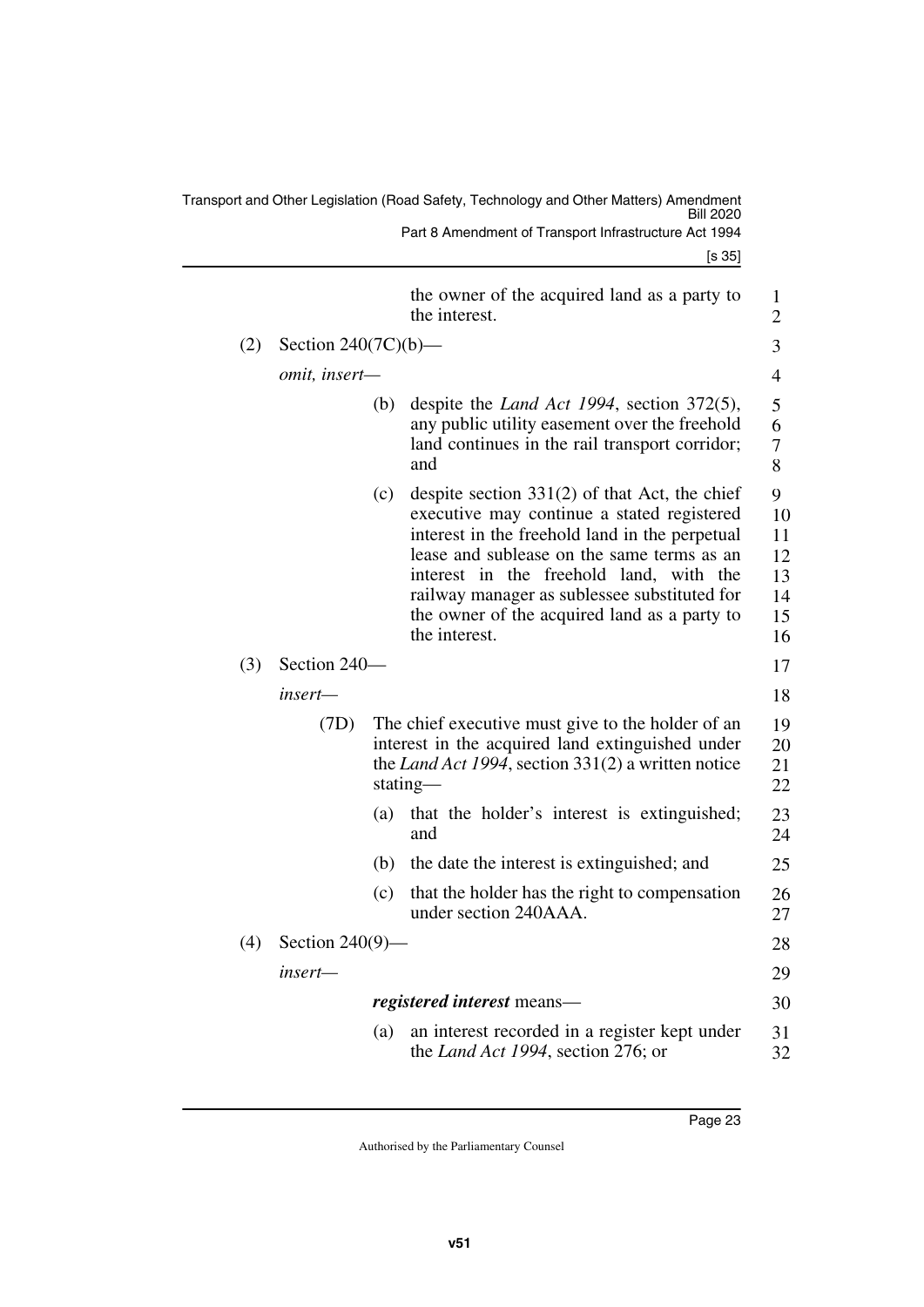the owner of the acquired land as a party to the interest.

(2) Section 240(7C)(b)—

*omit, insert—*

(b) despite the *Land Act 1994*, section 372(5), any public utility easement over the freehold land continues in the rail transport corridor; and

(c) despite section 331(2) of that Act, the chief executive may continue a stated registered interest in the freehold land in the perpetual lease and sublease on the same terms as an interest in the freehold land, with the railway manager as sublessee substituted for the owner of the acquired land as a party to the interest.

(3) Section 240—

*insert—*

(7D) The chief executive must give to the holder of an interest in the acquired land extinguished under the *Land Act 1994*, section 331(2) a written notice stating—

(a) that the holder's interest is extinguished; and

(b) the date the interest is extinguished; and

(c) that the holder has the right to compensation under section 240AAA.

(4) Section 240(9)—

*insert—*

***registered interest*** means—

(a) an interest recorded in a register kept under the *Land Act 1994*, section 276; or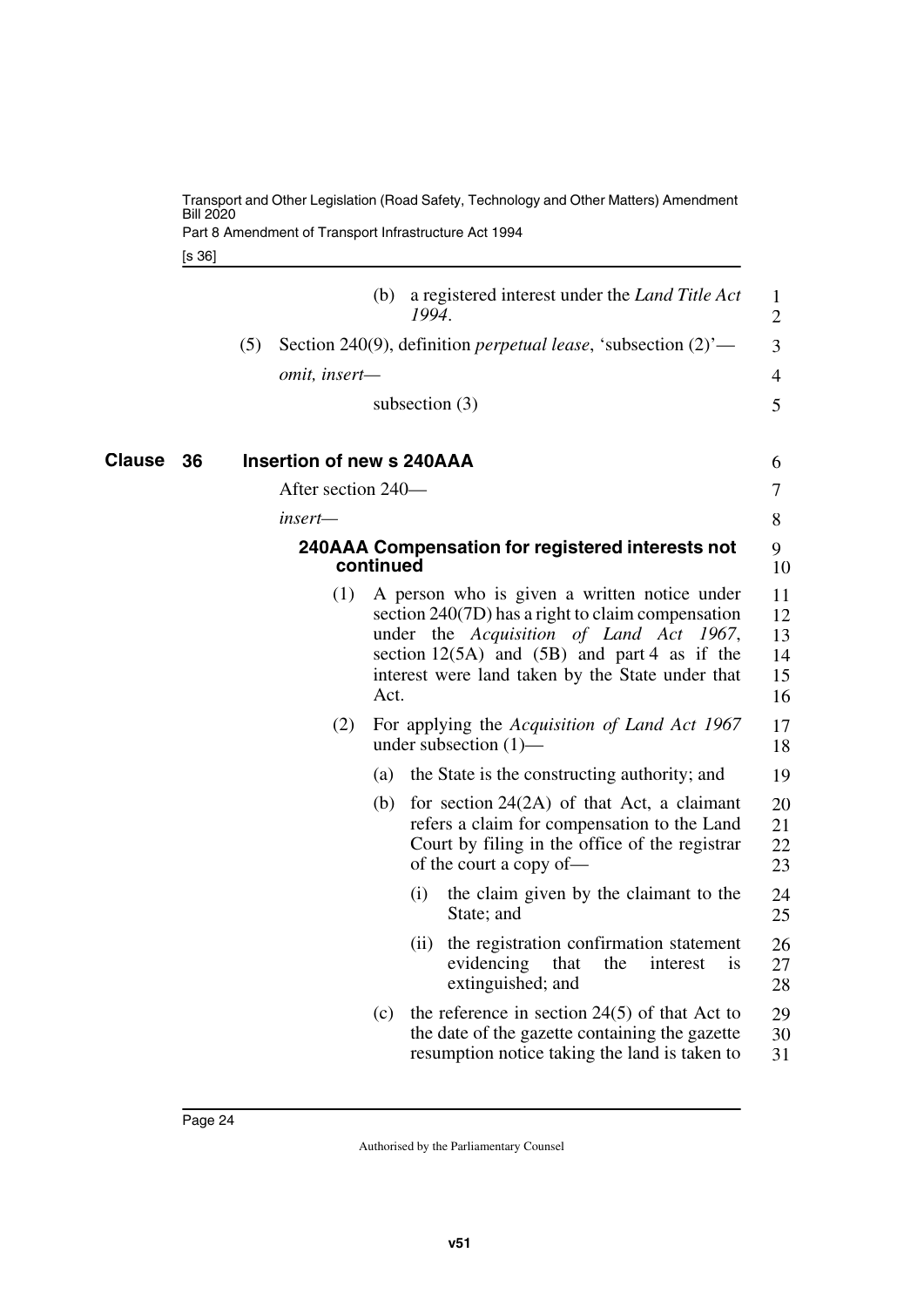(b) a registered interest under the *Land Title Act 1994*.

(5) Section 240(9), definition *perpetual lease*, 'subsection (2)'—

*omit, insert—*

subsection (3)

## Clause 36 Insertion of new s 240AAA

After section 240—

*insert—*

### 240AAA Compensation for registered interests not continued

(1) A person who is given a written notice under section 240(7D) has a right to claim compensation under the *Acquisition of Land Act 1967*, section 12(5A) and (5B) and part 4 as if the interest were land taken by the State under that Act.

(2) For applying the *Acquisition of Land Act 1967* under subsection (1)—

(a) the State is the constructing authority; and

(b) for section 24(2A) of that Act, a claimant refers a claim for compensation to the Land Court by filing in the office of the registrar of the court a copy of—

(i) the claim given by the claimant to the State; and

(ii) the registration confirmation statement evidencing that the interest is extinguished; and

(c) the reference in section 24(5) of that Act to the date of the gazette containing the gazette resumption notice taking the land is taken to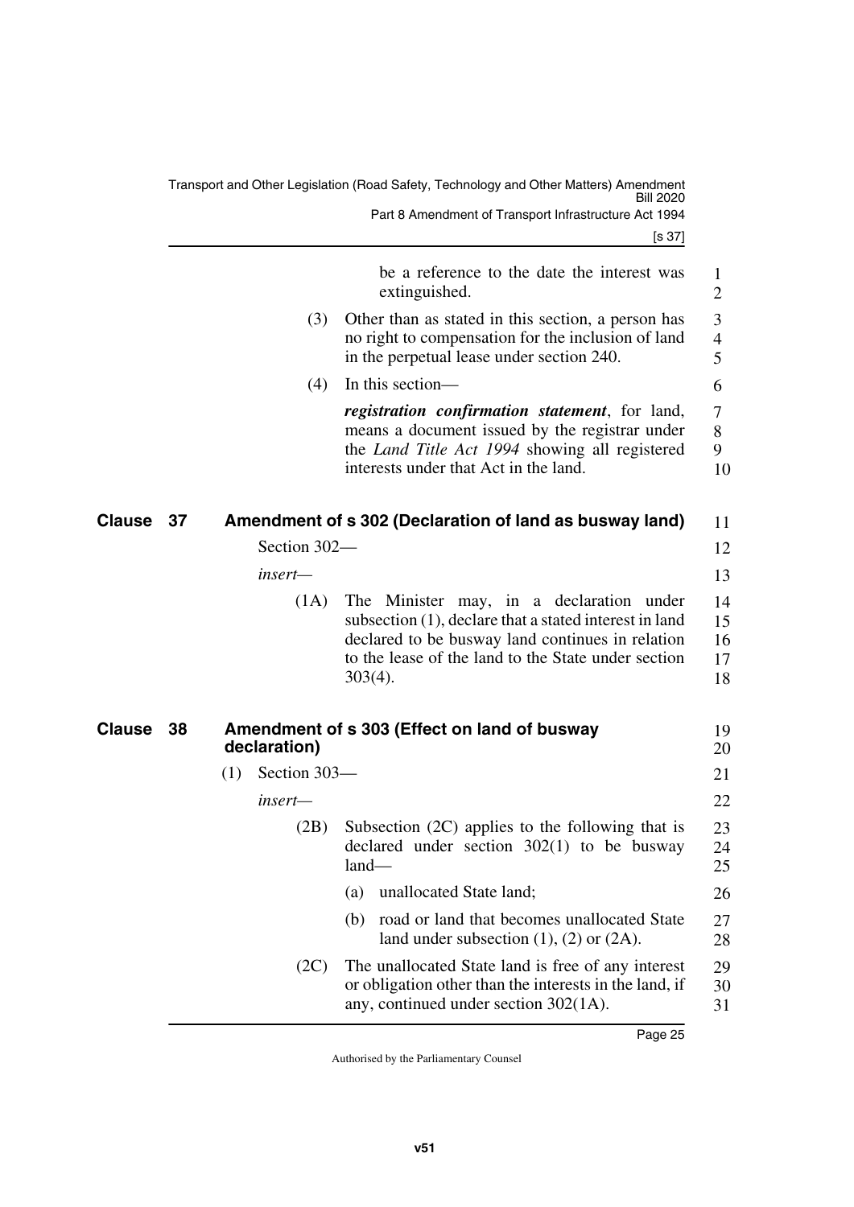be a reference to the date the interest was extinguished.

(3) Other than as stated in this section, a person has no right to compensation for the inclusion of land in the perpetual lease under section 240.

(4) In this section—

***registration confirmation statement***, for land, means a document issued by the registrar under the *Land Title Act 1994* showing all registered interests under that Act in the land.

## Clause 37 Amendment of s 302 (Declaration of land as busway land)

Section 302—

*insert*—

(1A) The Minister may, in a declaration under subsection (1), declare that a stated interest in land declared to be busway land continues in relation to the lease of the land to the State under section 303(4).

## Clause 38 Amendment of s 303 (Effect on land of busway declaration)

(1) Section 303—

*insert*—

(2B) Subsection (2C) applies to the following that is declared under section 302(1) to be busway land—

(a) unallocated State land;

(b) road or land that becomes unallocated State land under subsection (1), (2) or (2A).

(2C) The unallocated State land is free of any interest or obligation other than the interests in the land, if any, continued under section 302(1A).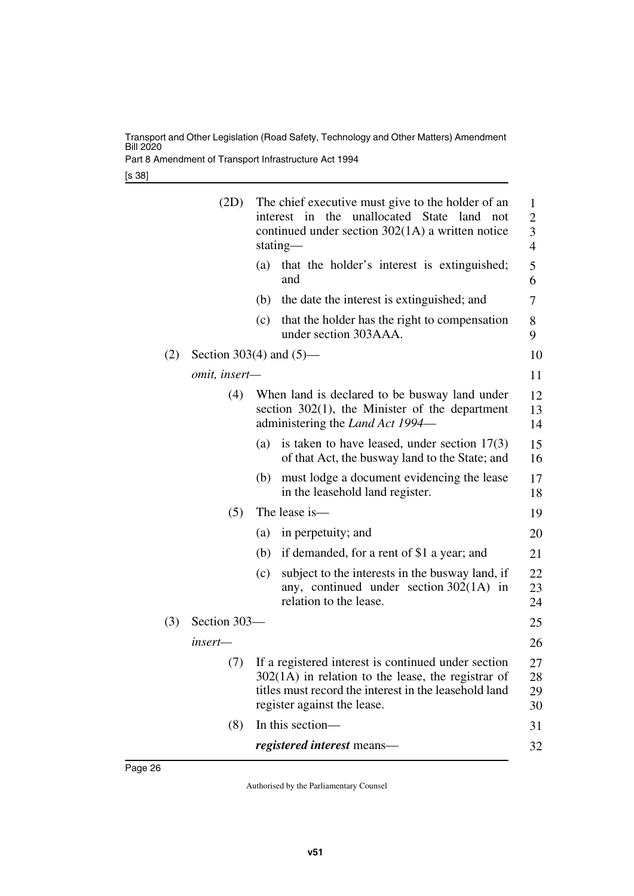(2D) The chief executive must give to the holder of an interest in the unallocated State land not continued under section 302(1A) a written notice stating—

(a) that the holder's interest is extinguished; and

(b) the date the interest is extinguished; and

(c) that the holder has the right to compensation under section 303AAA.

(2) Section 303(4) and (5)—

*omit, insert*—

(4) When land is declared to be busway land under section 302(1), the Minister of the department administering the *Land Act 1994*—

(a) is taken to have leased, under section 17(3) of that Act, the busway land to the State; and

(b) must lodge a document evidencing the lease in the leasehold land register.

(5) The lease is—

(a) in perpetuity; and

(b) if demanded, for a rent of $1 a year; and

(c) subject to the interests in the busway land, if any, continued under section 302(1A) in relation to the lease.

(3) Section 303—

*insert*—

(7) If a registered interest is continued under section 302(1A) in relation to the lease, the registrar of titles must record the interest in the leasehold land register against the lease.

(8) In this section—

***registered interest*** means—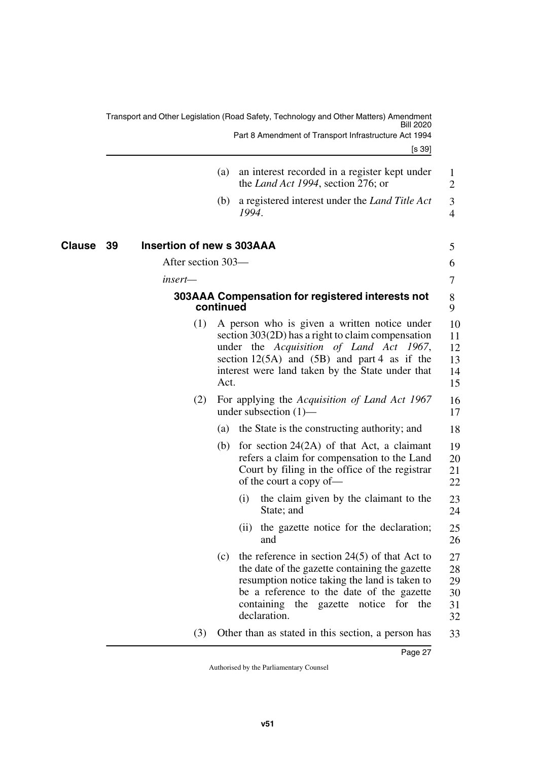(a) an interest recorded in a register kept under the *Land Act 1994*, section 276; or

(b) a registered interest under the *Land Title Act 1994*.

## Clause 39 Insertion of new s 303AAA

After section 303—

*insert*—

### 303AAA Compensation for registered interests not continued

(1) A person who is given a written notice under section 303(2D) has a right to claim compensation under the *Acquisition of Land Act 1967*, section 12(5A) and (5B) and part 4 as if the interest were land taken by the State under that Act.

(2) For applying the *Acquisition of Land Act 1967* under subsection (1)—

(a) the State is the constructing authority; and

(b) for section 24(2A) of that Act, a claimant refers a claim for compensation to the Land Court by filing in the office of the registrar of the court a copy of—

(i) the claim given by the claimant to the State; and

(ii) the gazette notice for the declaration; and

(c) the reference in section 24(5) of that Act to the date of the gazette containing the gazette resumption notice taking the land is taken to be a reference to the date of the gazette containing the gazette notice for the declaration.

(3) Other than as stated in this section, a person has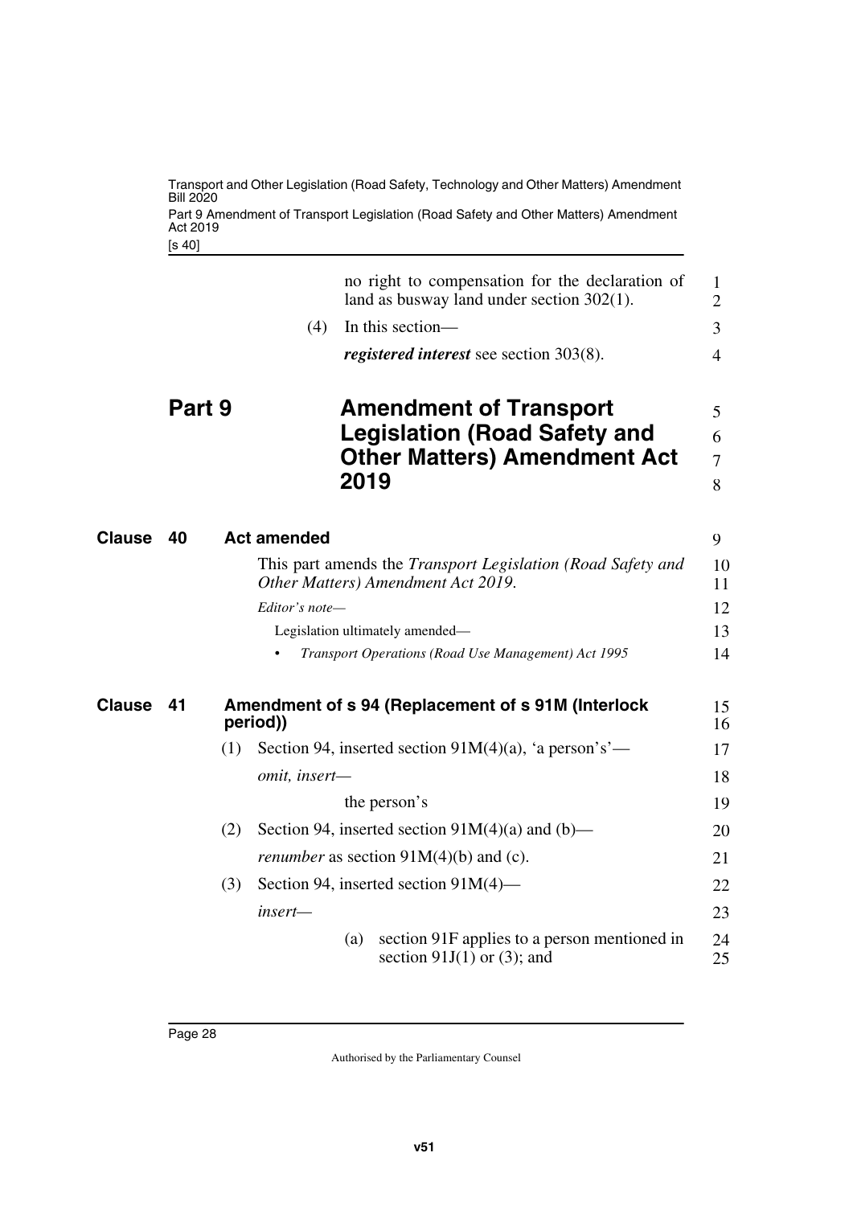no right to compensation for the declaration of land as busway land under section 302(1).

(4) In this section—

***registered interest*** see section 303(8).

# Part 9 Amendment of Transport Legislation (Road Safety and Other Matters) Amendment Act 2019

## Clause 40 Act amended

This part amends the *Transport Legislation (Road Safety and Other Matters) Amendment Act 2019*.

*Editor's note—*

Legislation ultimately amended—

- *Transport Operations (Road Use Management) Act 1995*

## Clause 41 Amendment of s 94 (Replacement of s 91M (Interlock period))

(1) Section 94, inserted section 91M(4)(a), 'a person's'—

*omit, insert—*

the person's

(2) Section 94, inserted section 91M(4)(a) and (b)—

*renumber* as section 91M(4)(b) and (c).

(3) Section 94, inserted section 91M(4)—

*insert—*

(a) section 91F applies to a person mentioned in section 91J(1) or (3); and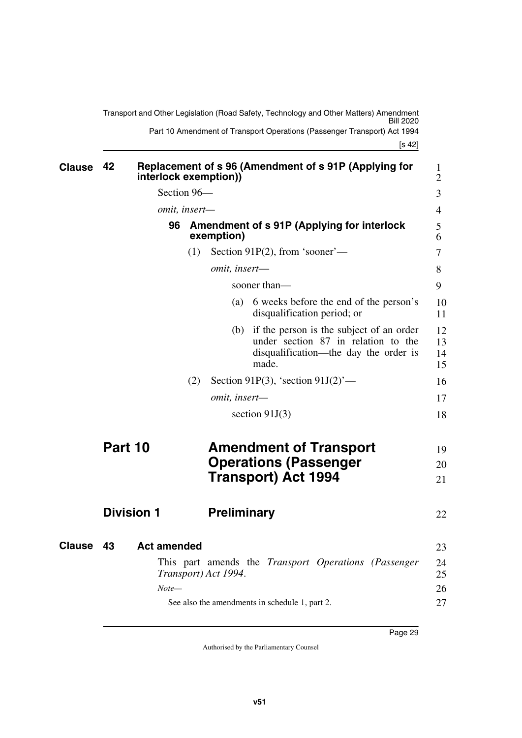## Clause 42 Replacement of s 96 (Amendment of s 91P (Applying for interlock exemption))

Section 96—

*omit, insert—*

### 96 Amendment of s 91P (Applying for interlock exemption)

(1) Section 91P(2), from 'sooner'—

*omit, insert—*

sooner than—

(a) 6 weeks before the end of the person's disqualification period; or

(b) if the person is the subject of an order under section 87 in relation to the disqualification—the day the order is made.

(2) Section 91P(3), 'section 91J(2)'—

*omit, insert—*

section 91J(3)

# Part 10 Amendment of Transport Operations (Passenger Transport) Act 1994

## Division 1 Preliminary

## Clause 43 Act amended

This part amends the *Transport Operations (Passenger Transport) Act 1994*.

*Note—*

See also the amendments in schedule 1, part 2.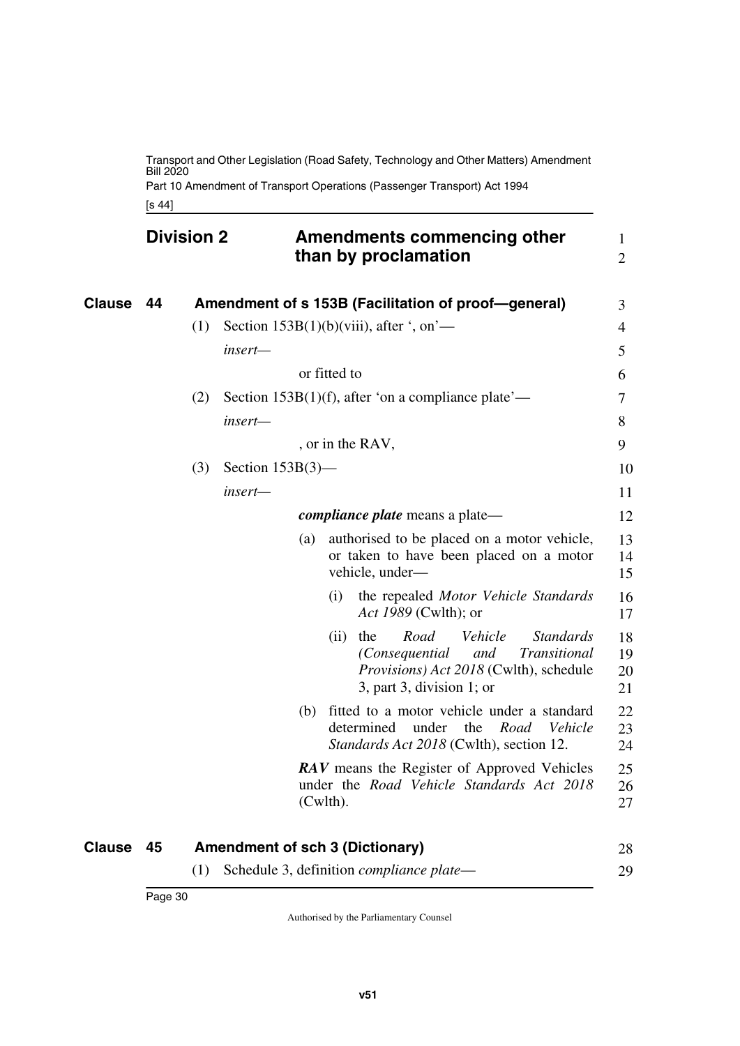## Division 2 Amendments commencing other than by proclamation

### Clause 44 Amendment of s 153B (Facilitation of proof—general)

(1) Section 153B(1)(b)(viii), after ', on'—

*insert*—

or fitted to

(2) Section 153B(1)(f), after 'on a compliance plate'—

*insert*—

, or in the RAV,

(3) Section 153B(3)—

*insert*—

***compliance plate*** means a plate—

(a) authorised to be placed on a motor vehicle, or taken to have been placed on a motor vehicle, under—

(i) the repealed *Motor Vehicle Standards Act 1989* (Cwlth); or

(ii) the *Road Vehicle Standards (Consequential and Transitional Provisions) Act 2018* (Cwlth), schedule 3, part 3, division 1; or

(b) fitted to a motor vehicle under a standard determined under the *Road Vehicle Standards Act 2018* (Cwlth), section 12.

***RAV*** means the Register of Approved Vehicles under the *Road Vehicle Standards Act 2018* (Cwlth).

### Clause 45 Amendment of sch 3 (Dictionary)

(1) Schedule 3, definition *compliance plate*—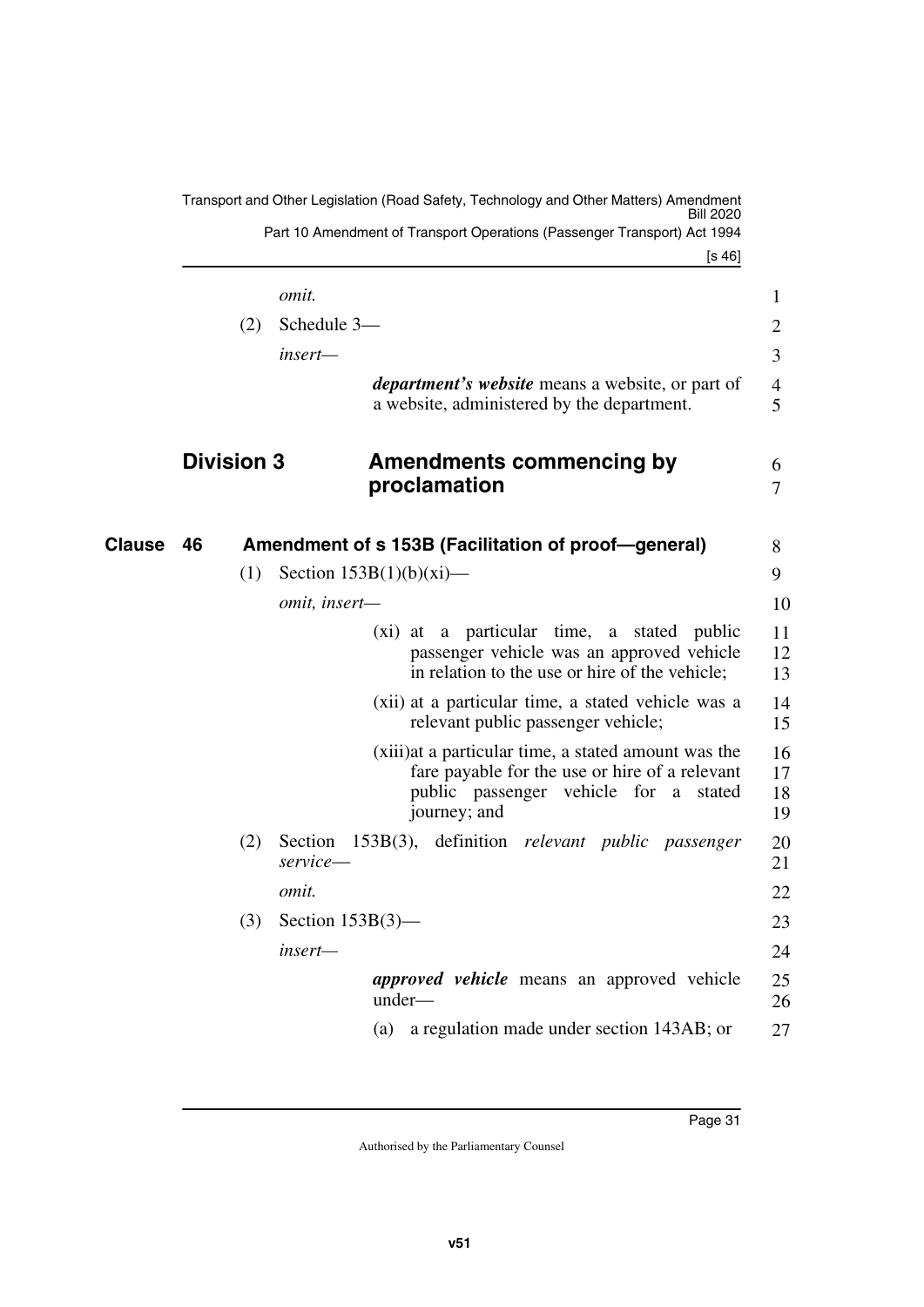*omit.*

(2) Schedule 3—

*insert—*

***department's website*** means a website, or part of a website, administered by the department.

## Division 3 Amendments commencing by proclamation

### Clause 46 Amendment of s 153B (Facilitation of proof—general)

(1) Section 153B(1)(b)(xi)—

*omit, insert—*

(xi) at a particular time, a stated public passenger vehicle was an approved vehicle in relation to the use or hire of the vehicle;

(xii) at a particular time, a stated vehicle was a relevant public passenger vehicle;

(xiii) at a particular time, a stated amount was the fare payable for the use or hire of a relevant public passenger vehicle for a stated journey; and

(2) Section 153B(3), definition *relevant public passenger service*—

*omit.*

(3) Section 153B(3)—

*insert—*

***approved vehicle*** means an approved vehicle under—

(a) a regulation made under section 143AB; or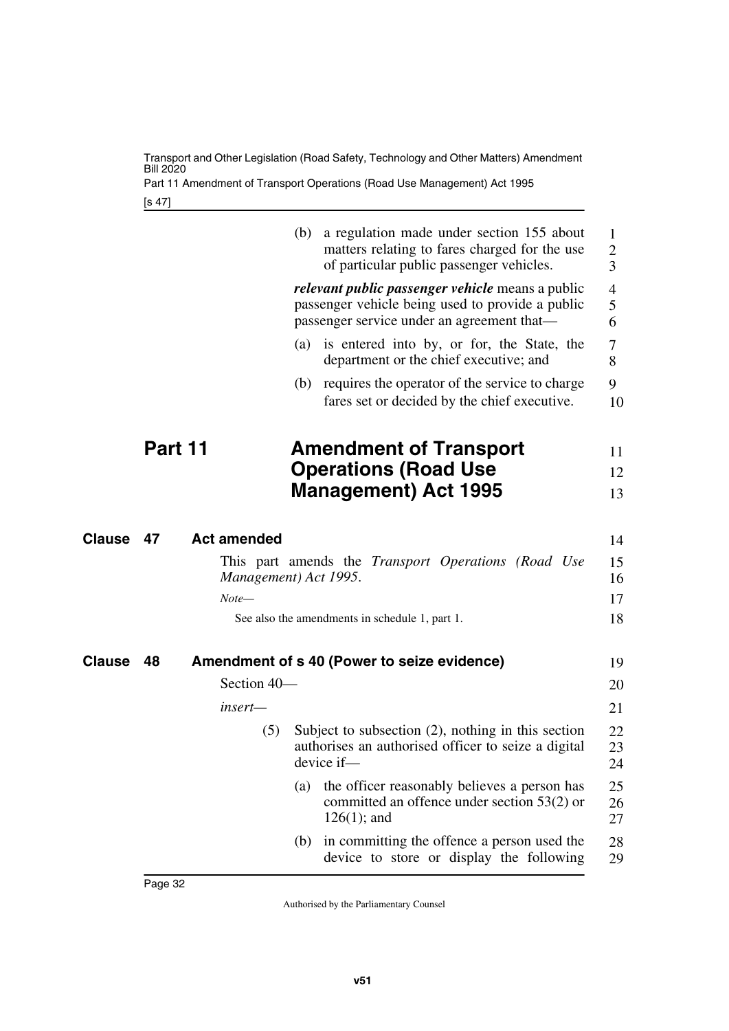(b) a regulation made under section 155 about matters relating to fares charged for the use of particular public passenger vehicles.

***relevant public passenger vehicle*** means a public passenger vehicle being used to provide a public passenger service under an agreement that—

(a) is entered into by, or for, the State, the department or the chief executive; and

(b) requires the operator of the service to charge fares set or decided by the chief executive.

# Part 11 Amendment of Transport Operations (Road Use Management) Act 1995

## Clause 47 Act amended

This part amends the *Transport Operations (Road Use Management) Act 1995*.

*Note—*

See also the amendments in schedule 1, part 1.

## Clause 48 Amendment of s 40 (Power to seize evidence)

Section 40—

*insert—*

(5) Subject to subsection (2), nothing in this section authorises an authorised officer to seize a digital device if—

(a) the officer reasonably believes a person has committed an offence under section 53(2) or 126(1); and

(b) in committing the offence a person used the device to store or display the following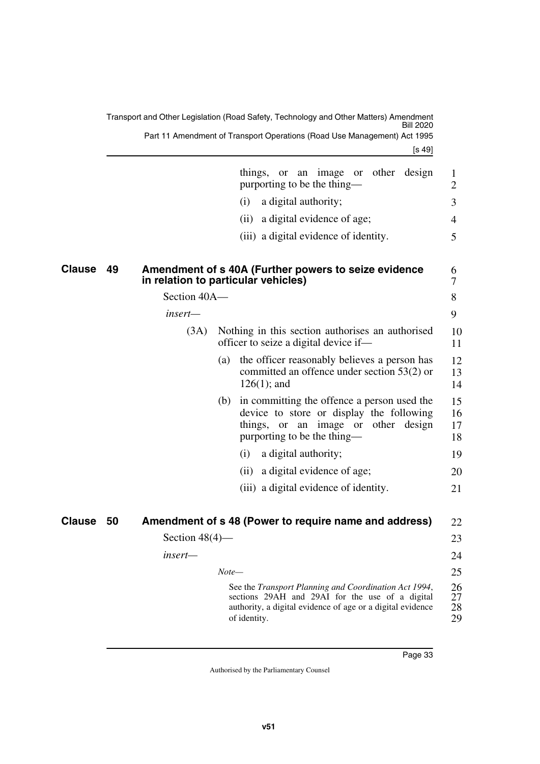things, or an image or other design purporting to be the thing—

(i) a digital authority;

(ii) a digital evidence of age;

(iii) a digital evidence of identity.

## Clause 49 Amendment of s 40A (Further powers to seize evidence in relation to particular vehicles)

Section 40A—

*insert—*

(3A) Nothing in this section authorises an authorised officer to seize a digital device if—

(a) the officer reasonably believes a person has committed an offence under section 53(2) or 126(1); and

(b) in committing the offence a person used the device to store or display the following things, or an image or other design purporting to be the thing—

(i) a digital authority;

(ii) a digital evidence of age;

(iii) a digital evidence of identity.

## Clause 50 Amendment of s 48 (Power to require name and address)

Section 48(4)—

*insert—*

*Note—*

See the *Transport Planning and Coordination Act 1994*, sections 29AH and 29AI for the use of a digital authority, a digital evidence of age or a digital evidence of identity.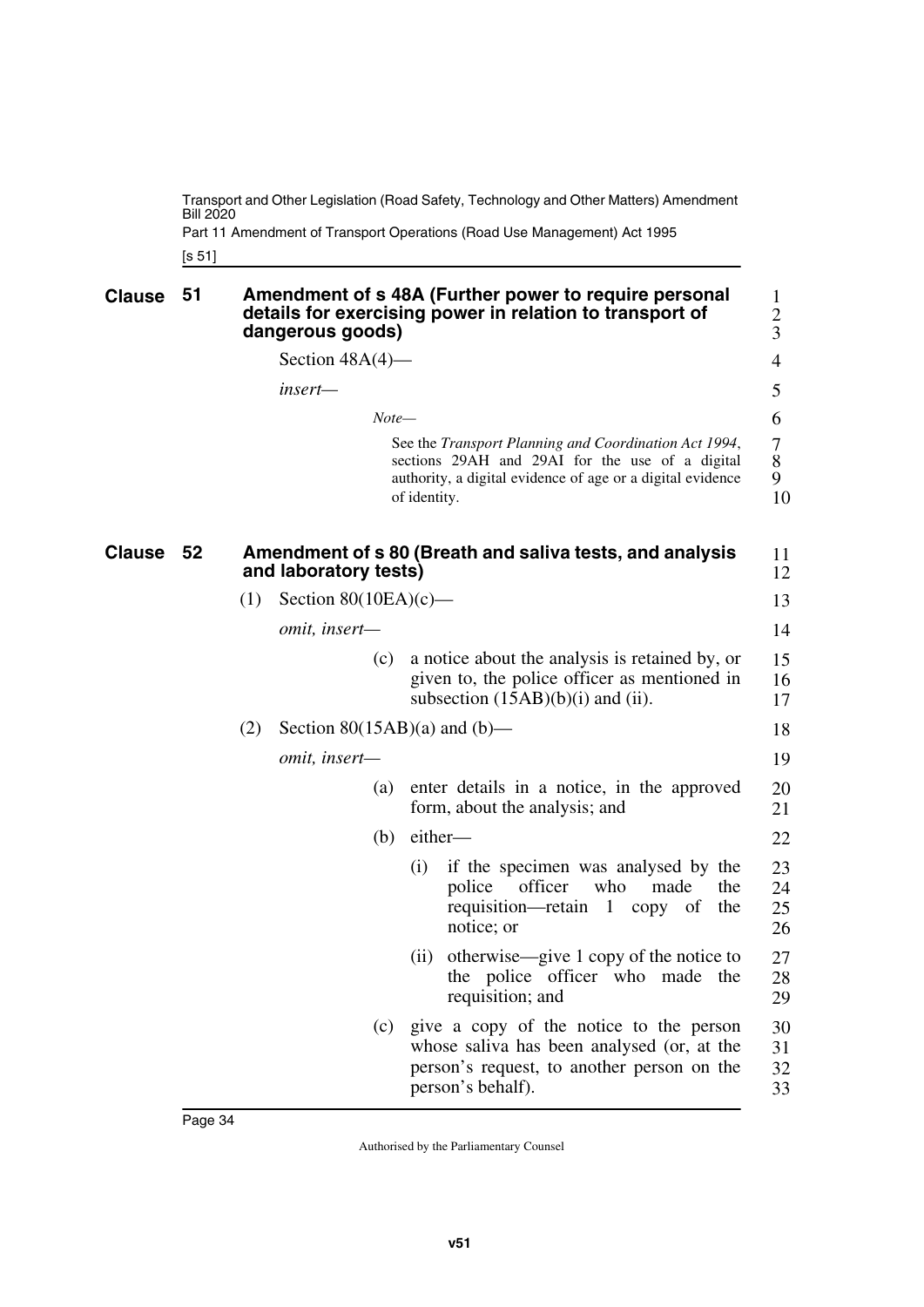## Clause 51 Amendment of s 48A (Further power to require personal details for exercising power in relation to transport of dangerous goods)

Section 48A(4)—

*insert*—

*Note*—

See the *Transport Planning and Coordination Act 1994*, sections 29AH and 29AI for the use of a digital authority, a digital evidence of age or a digital evidence of identity.

## Clause 52 Amendment of s 80 (Breath and saliva tests, and analysis and laboratory tests)

(1) Section 80(10EA)(c)—

*omit, insert*—

(c) a notice about the analysis is retained by, or given to, the police officer as mentioned in subsection (15AB)(b)(i) and (ii).

(2) Section 80(15AB)(a) and (b)—

*omit, insert*—

(a) enter details in a notice, in the approved form, about the analysis; and

(b) either—

(i) if the specimen was analysed by the police officer who made the requisition—retain 1 copy of the notice; or

(ii) otherwise—give 1 copy of the notice to the police officer who made the requisition; and

(c) give a copy of the notice to the person whose saliva has been analysed (or, at the person's request, to another person on the person's behalf).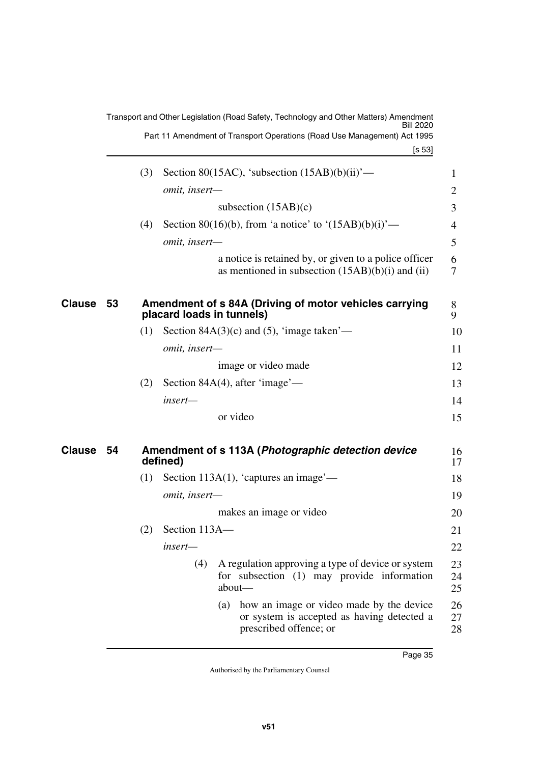(3) Section 80(15AC), 'subsection (15AB)(b)(ii)'—

*omit, insert—*

subsection (15AB)(c)

(4) Section 80(16)(b), from 'a notice' to '(15AB)(b)(i)'—

*omit, insert—*

a notice is retained by, or given to a police officer as mentioned in subsection (15AB)(b)(i) and (ii)

## Clause 53 Amendment of s 84A (Driving of motor vehicles carrying placard loads in tunnels)

(1) Section 84A(3)(c) and (5), 'image taken'—

*omit, insert—*

image or video made

(2) Section 84A(4), after 'image'—

*insert—*

or video

## Clause 54 Amendment of s 113A (*Photographic detection device* defined)

(1) Section 113A(1), 'captures an image'—

*omit, insert—*

makes an image or video

(2) Section 113A—

*insert—*

(4) A regulation approving a type of device or system for subsection (1) may provide information about—

(a) how an image or video made by the device or system is accepted as having detected a prescribed offence; or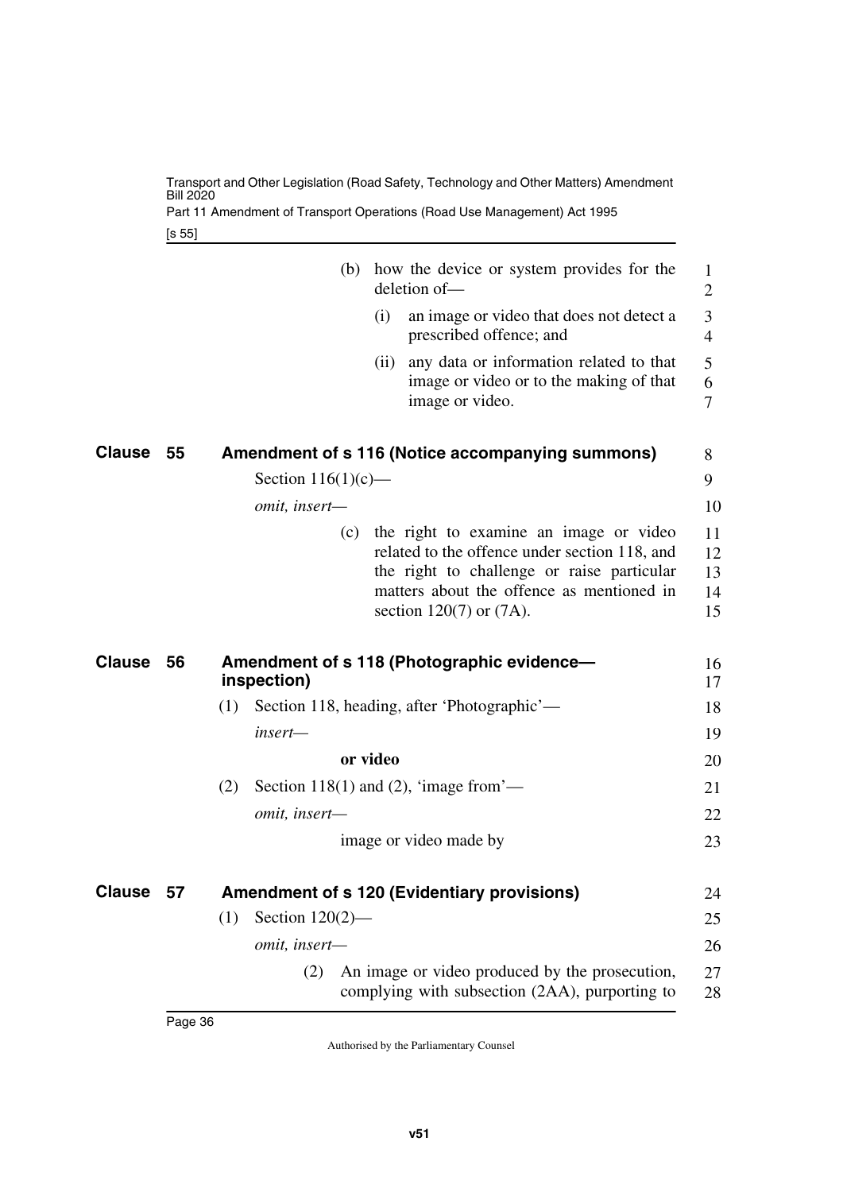(b) how the device or system provides for the deletion of—

(i) an image or video that does not detect a prescribed offence; and

(ii) any data or information related to that image or video or to the making of that image or video.

## Clause 55 Amendment of s 116 (Notice accompanying summons)

Section 116(1)(c)—

*omit, insert—*

(c) the right to examine an image or video related to the offence under section 118, and the right to challenge or raise particular matters about the offence as mentioned in section 120(7) or (7A).

## Clause 56 Amendment of s 118 (Photographic evidence—inspection)

(1) Section 118, heading, after 'Photographic'—

*insert—*

**or video**

(2) Section 118(1) and (2), 'image from'—

*omit, insert—*

image or video made by

## Clause 57 Amendment of s 120 (Evidentiary provisions)

(1) Section 120(2)—

*omit, insert—*

(2) An image or video produced by the prosecution, complying with subsection (2AA), purporting to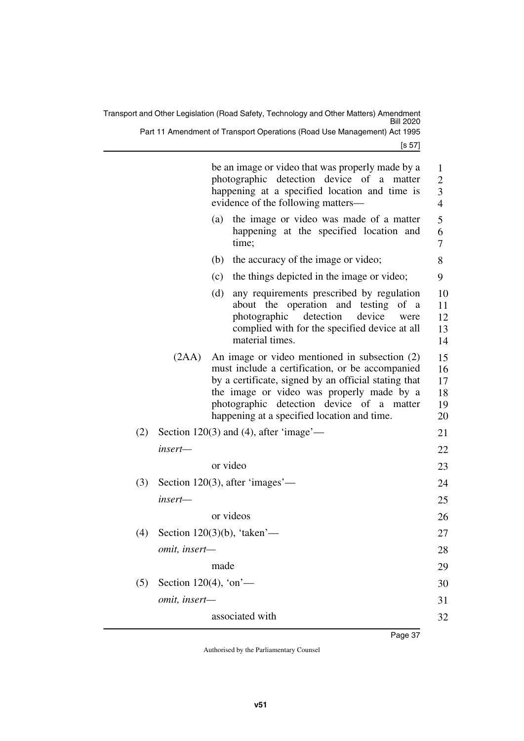be an image or video that was properly made by a photographic detection device of a matter happening at a specified location and time is evidence of the following matters—

(a) the image or video was made of a matter happening at the specified location and time;

(b) the accuracy of the image or video;

(c) the things depicted in the image or video;

(d) any requirements prescribed by regulation about the operation and testing of a photographic detection device were complied with for the specified device at all material times.

(2AA) An image or video mentioned in subsection (2) must include a certification, or be accompanied by a certificate, signed by an official stating that the image or video was properly made by a photographic detection device of a matter happening at a specified location and time.

(2) Section 120(3) and (4), after 'image'—

*insert—*

or video

(3) Section 120(3), after 'images'—

*insert—*

or videos

(4) Section 120(3)(b), 'taken'—

*omit, insert—*

made

(5) Section 120(4), 'on'—

*omit, insert—*

associated with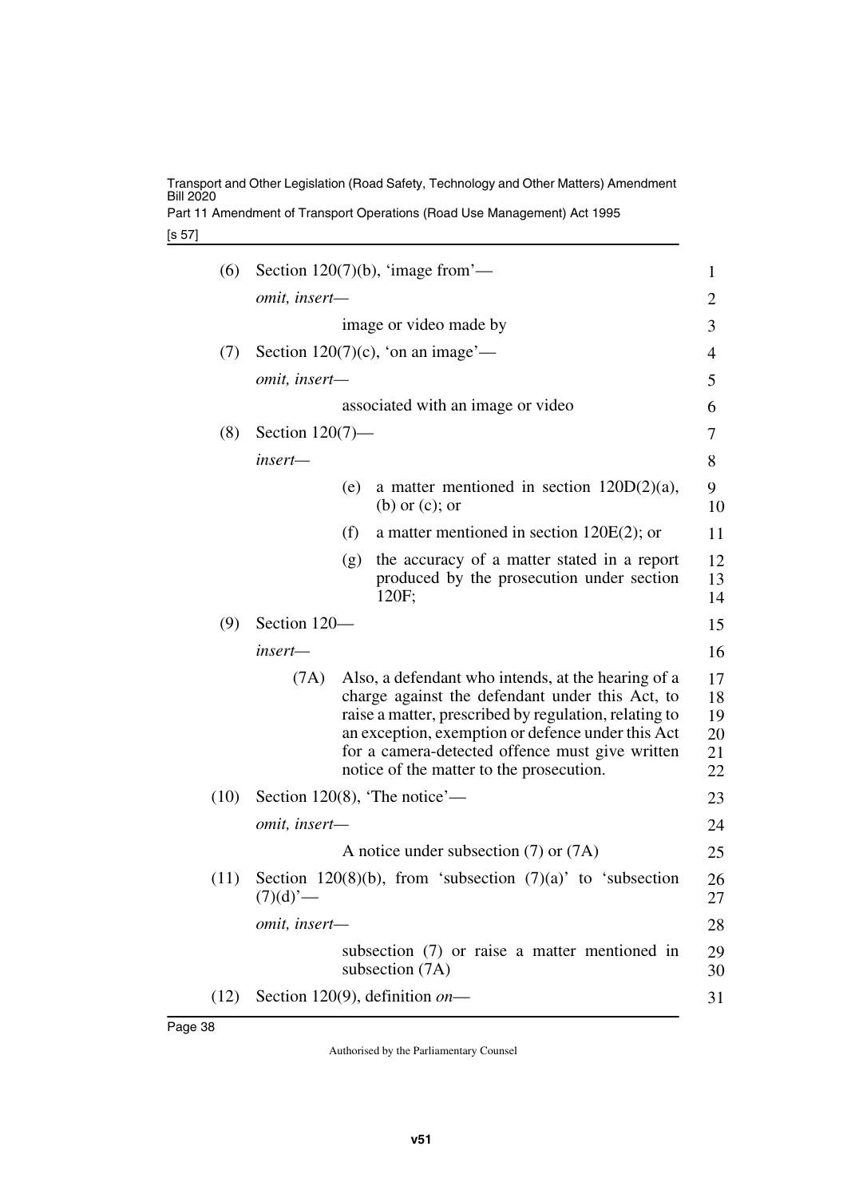(6) Section 120(7)(b), 'image from'—

*omit, insert—*

image or video made by

(7) Section 120(7)(c), 'on an image'—

*omit, insert—*

associated with an image or video

(8) Section 120(7)—

*insert—*

(e) a matter mentioned in section 120D(2)(a), (b) or (c); or

(f) a matter mentioned in section 120E(2); or

(g) the accuracy of a matter stated in a report produced by the prosecution under section 120F;

(9) Section 120—

*insert—*

(7A) Also, a defendant who intends, at the hearing of a charge against the defendant under this Act, to raise a matter, prescribed by regulation, relating to an exception, exemption or defence under this Act for a camera-detected offence must give written notice of the matter to the prosecution.

(10) Section 120(8), 'The notice'—

*omit, insert—*

A notice under subsection (7) or (7A)

(11) Section 120(8)(b), from 'subsection (7)(a)' to 'subsection (7)(d)'—

*omit, insert—*

subsection (7) or raise a matter mentioned in subsection (7A)

(12) Section 120(9), definition *on*—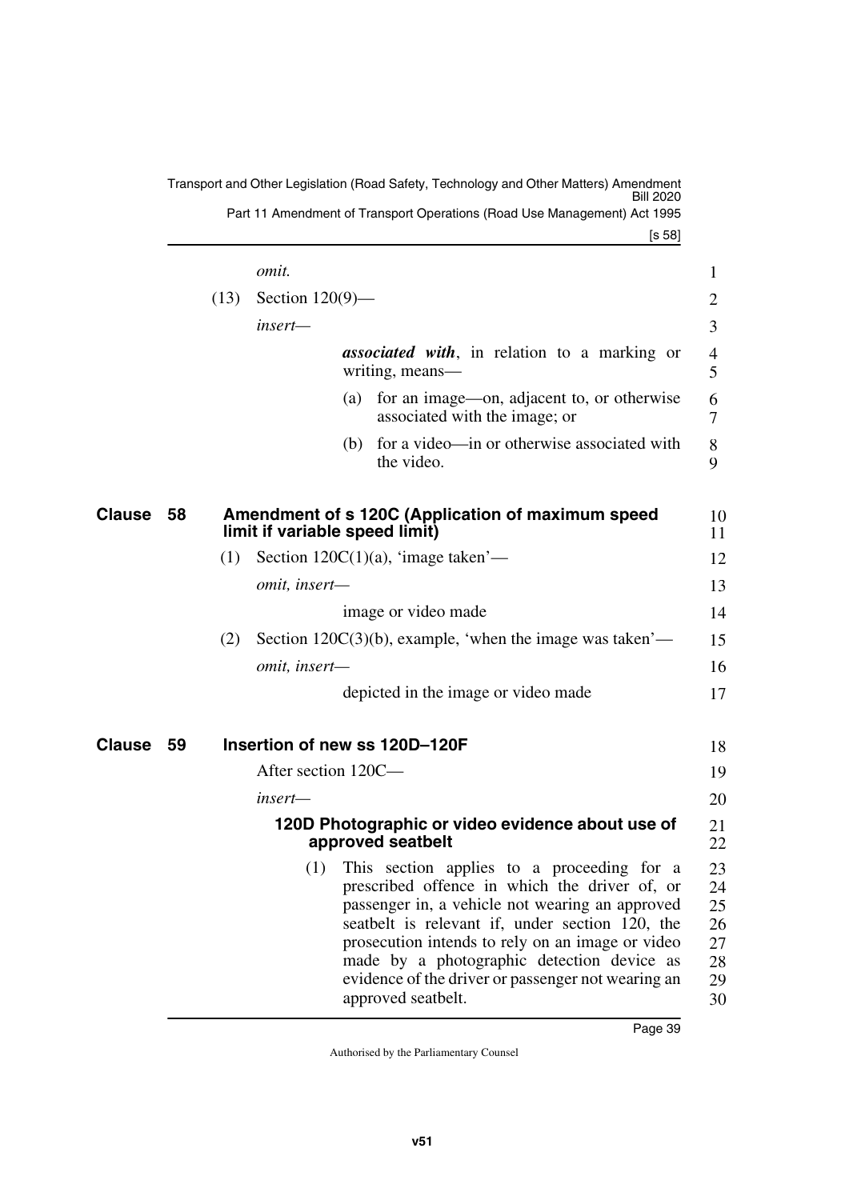*omit.*

(13) Section 120(9)—

*insert—*

> ***associated with***, in relation to a marking or writing, means—
>
> (a) for an image—on, adjacent to, or otherwise associated with the image; or
>
> (b) for a video—in or otherwise associated with the video.

## Clause 58 Amendment of s 120C (Application of maximum speed limit if variable speed limit)

(1) Section 120C(1)(a), 'image taken'—

*omit, insert—*

> image or video made

(2) Section 120C(3)(b), example, 'when the image was taken'—

*omit, insert—*

> depicted in the image or video made

## Clause 59 Insertion of new ss 120D–120F

After section 120C—

*insert—*

### 120D Photographic or video evidence about use of approved seatbelt

(1) This section applies to a proceeding for a prescribed offence in which the driver of, or passenger in, a vehicle not wearing an approved seatbelt is relevant if, under section 120, the prosecution intends to rely on an image or video made by a photographic detection device as evidence of the driver or passenger not wearing an approved seatbelt.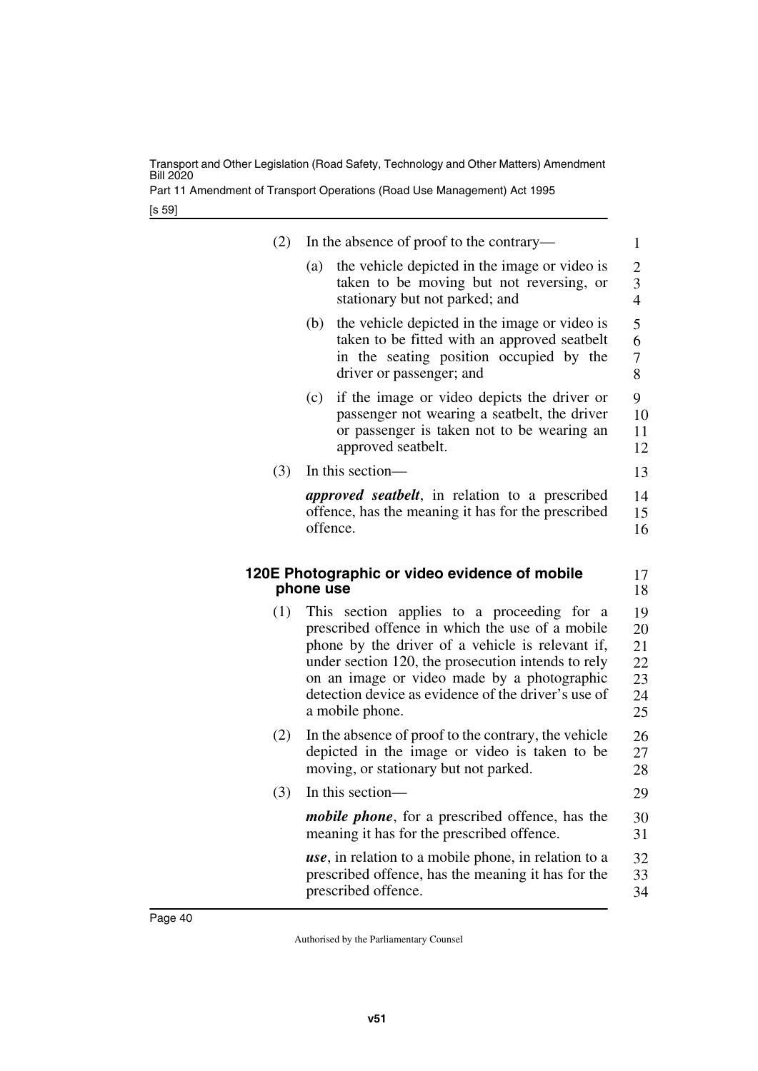(2) In the absence of proof to the contrary—

(a) the vehicle depicted in the image or video is taken to be moving but not reversing, or stationary but not parked; and

(b) the vehicle depicted in the image or video is taken to be fitted with an approved seatbelt in the seating position occupied by the driver or passenger; and

(c) if the image or video depicts the driver or passenger not wearing a seatbelt, the driver or passenger is taken not to be wearing an approved seatbelt.

(3) In this section—

***approved seatbelt***, in relation to a prescribed offence, has the meaning it has for the prescribed offence.

### 120E Photographic or video evidence of mobile phone use

(1) This section applies to a proceeding for a prescribed offence in which the use of a mobile phone by the driver of a vehicle is relevant if, under section 120, the prosecution intends to rely on an image or video made by a photographic detection device as evidence of the driver's use of a mobile phone.

(2) In the absence of proof to the contrary, the vehicle depicted in the image or video is taken to be moving, or stationary but not parked.

(3) In this section—

***mobile phone***, for a prescribed offence, has the meaning it has for the prescribed offence.

***use***, in relation to a mobile phone, in relation to a prescribed offence, has the meaning it has for the prescribed offence.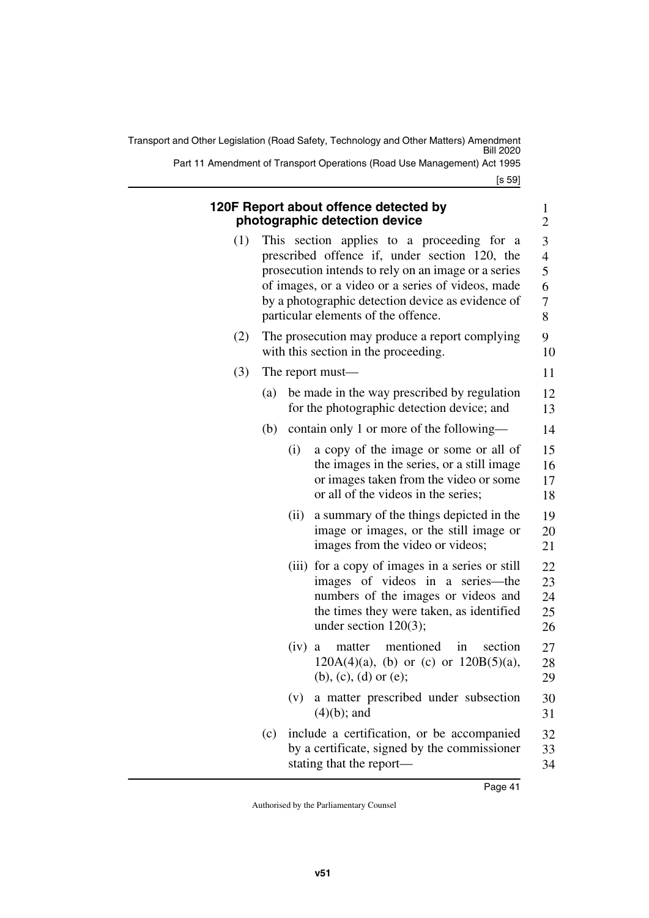### 120F Report about offence detected by photographic detection device

(1) This section applies to a proceeding for a prescribed offence if, under section 120, the prosecution intends to rely on an image or a series of images, or a video or a series of videos, made by a photographic detection device as evidence of particular elements of the offence.

(2) The prosecution may produce a report complying with this section in the proceeding.

(3) The report must—

(a) be made in the way prescribed by regulation for the photographic detection device; and

(b) contain only 1 or more of the following—

(i) a copy of the image or some or all of the images in the series, or a still image or images taken from the video or some or all of the videos in the series;

(ii) a summary of the things depicted in the image or images, or the still image or images from the video or videos;

(iii) for a copy of images in a series or still images of videos in a series—the numbers of the images or videos and the times they were taken, as identified under section 120(3);

(iv) a matter mentioned in section 120A(4)(a), (b) or (c) or 120B(5)(a), (b), (c), (d) or (e);

(v) a matter prescribed under subsection (4)(b); and

(c) include a certification, or be accompanied by a certificate, signed by the commissioner stating that the report—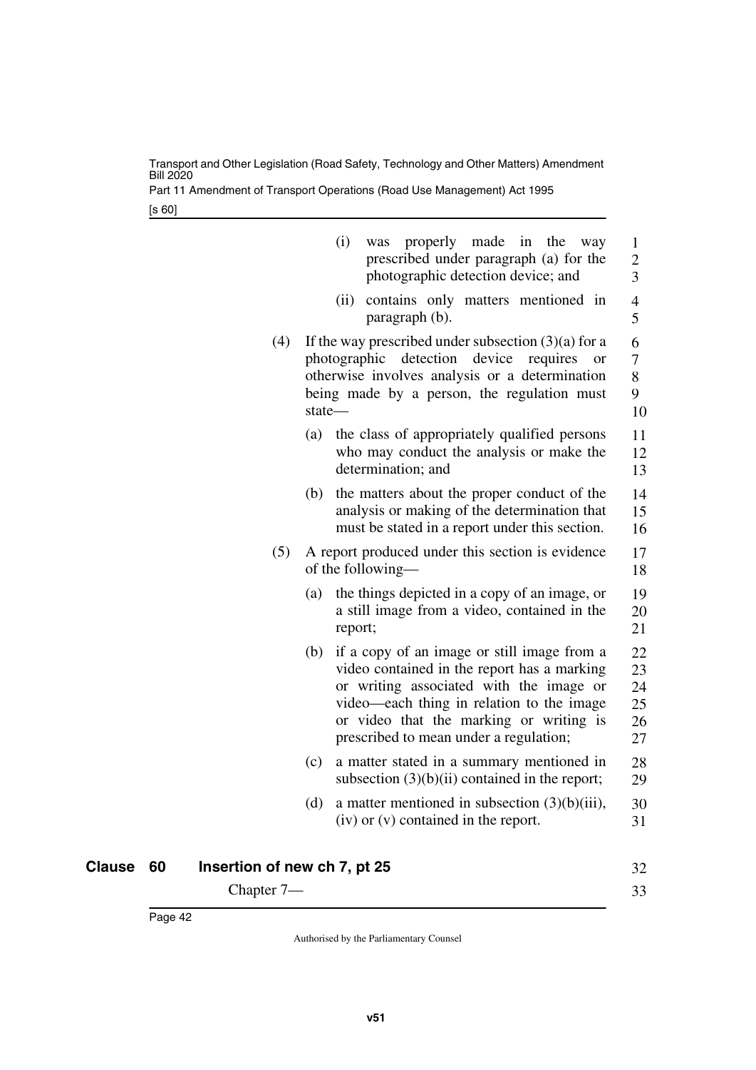(i) was properly made in the way prescribed under paragraph (a) for the photographic detection device; and

(ii) contains only matters mentioned in paragraph (b).

(4) If the way prescribed under subsection (3)(a) for a photographic detection device requires or otherwise involves analysis or a determination being made by a person, the regulation must state—

(a) the class of appropriately qualified persons who may conduct the analysis or make the determination; and

(b) the matters about the proper conduct of the analysis or making of the determination that must be stated in a report under this section.

(5) A report produced under this section is evidence of the following—

(a) the things depicted in a copy of an image, or a still image from a video, contained in the report;

(b) if a copy of an image or still image from a video contained in the report has a marking or writing associated with the image or video—each thing in relation to the image or video that the marking or writing is prescribed to mean under a regulation;

(c) a matter stated in a summary mentioned in subsection (3)(b)(ii) contained in the report;

(d) a matter mentioned in subsection (3)(b)(iii), (iv) or (v) contained in the report.

## Clause 60 Insertion of new ch 7, pt 25

Chapter 7—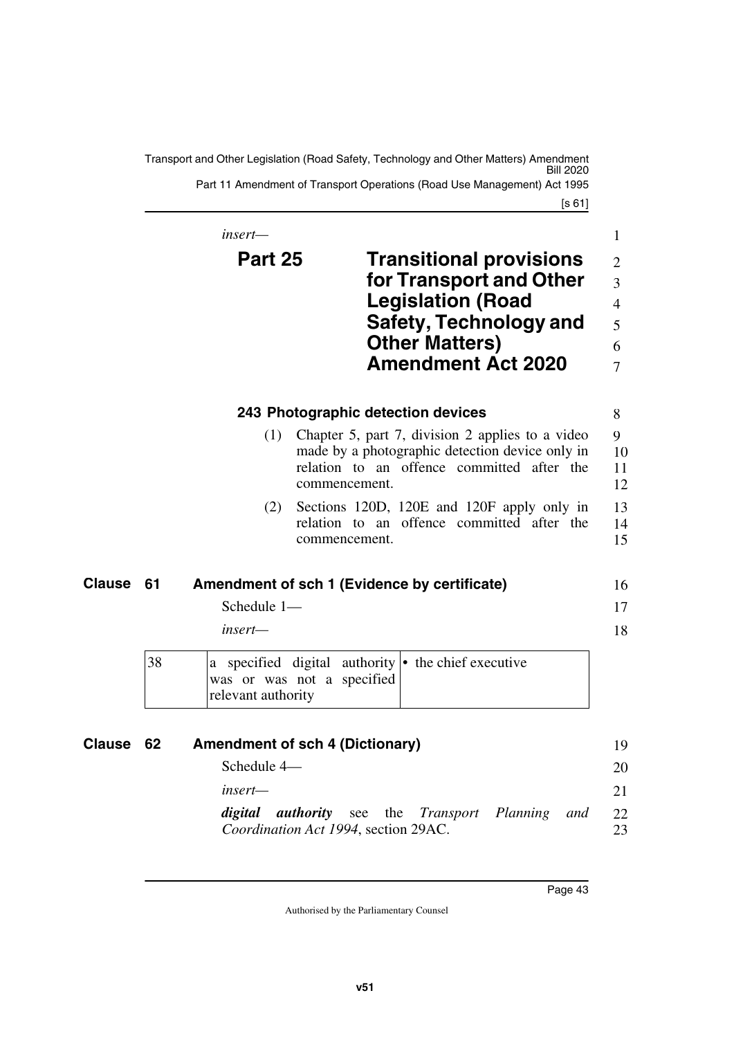*insert—*

## Part 25 Transitional provisions for Transport and Other Legislation (Road Safety, Technology and Other Matters) Amendment Act 2020

#### 243 Photographic detection devices

(1) Chapter 5, part 7, division 2 applies to a video made by a photographic detection device only in relation to an offence committed after the commencement.

(2) Sections 120D, 120E and 120F apply only in relation to an offence committed after the commencement.

### Clause 61 Amendment of sch 1 (Evidence by certificate)

Schedule 1—

*insert—*

| | | |
|---|---|---|
| 38 | a specified digital authority was or was not a specified relevant authority | • the chief executive |

### Clause 62 Amendment of sch 4 (Dictionary)

Schedule 4—

*insert—*

***digital authority*** see the *Transport Planning and Coordination Act 1994*, section 29AC.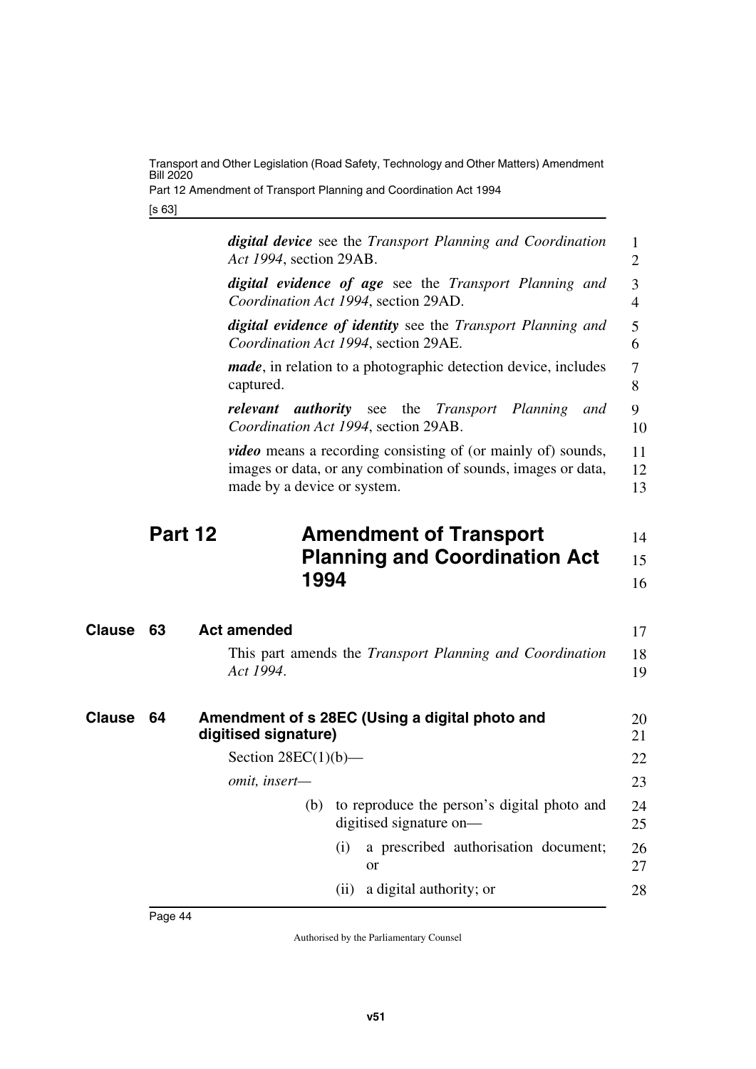***digital device*** see the *Transport Planning and Coordination Act 1994*, section 29AB.

***digital evidence of age*** see the *Transport Planning and Coordination Act 1994*, section 29AD.

***digital evidence of identity*** see the *Transport Planning and Coordination Act 1994*, section 29AE.

***made***, in relation to a photographic detection device, includes captured.

***relevant authority*** see the *Transport Planning and Coordination Act 1994*, section 29AB.

***video*** means a recording consisting of (or mainly of) sounds, images or data, or any combination of sounds, images or data, made by a device or system.

# Part 12 Amendment of Transport Planning and Coordination Act 1994

## Clause 63 Act amended

This part amends the *Transport Planning and Coordination Act 1994*.

## Clause 64 Amendment of s 28EC (Using a digital photo and digitised signature)

Section 28EC(1)(b)—

*omit, insert—*

(b) to reproduce the person's digital photo and digitised signature on—

(i) a prescribed authorisation document; or

(ii) a digital authority; or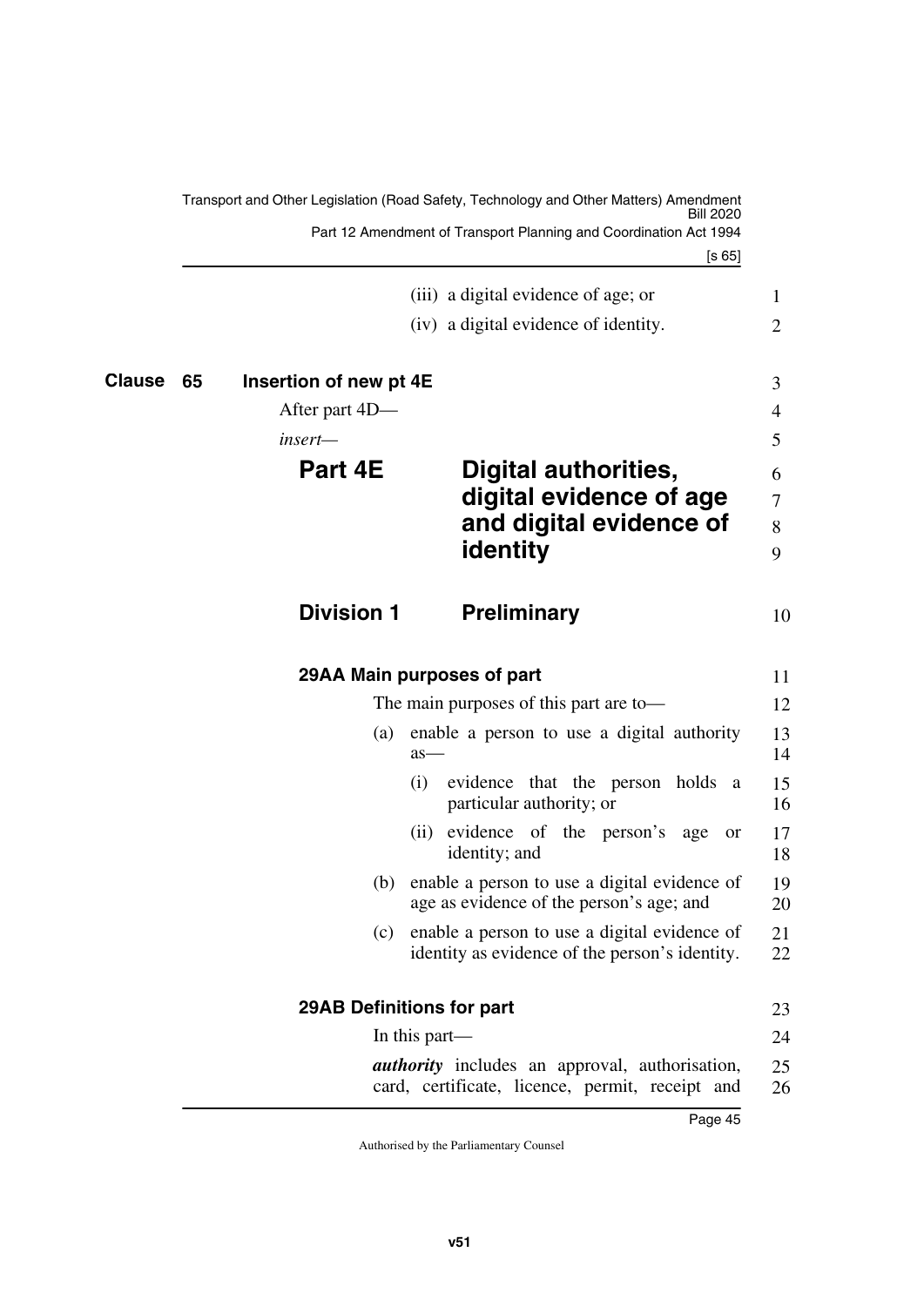(iii) a digital evidence of age; or

(iv) a digital evidence of identity.

**Clause 65 Insertion of new pt 4E**

After part 4D—

*insert—*

# Part 4E Digital authorities, digital evidence of age and digital evidence of identity

## Division 1 Preliminary

### 29AA Main purposes of part

The main purposes of this part are to—

(a) enable a person to use a digital authority as—

(i) evidence that the person holds a particular authority; or

(ii) evidence of the person's age or identity; and

(b) enable a person to use a digital evidence of age as evidence of the person's age; and

(c) enable a person to use a digital evidence of identity as evidence of the person's identity.

### 29AB Definitions for part

In this part—

***authority*** includes an approval, authorisation, card, certificate, licence, permit, receipt and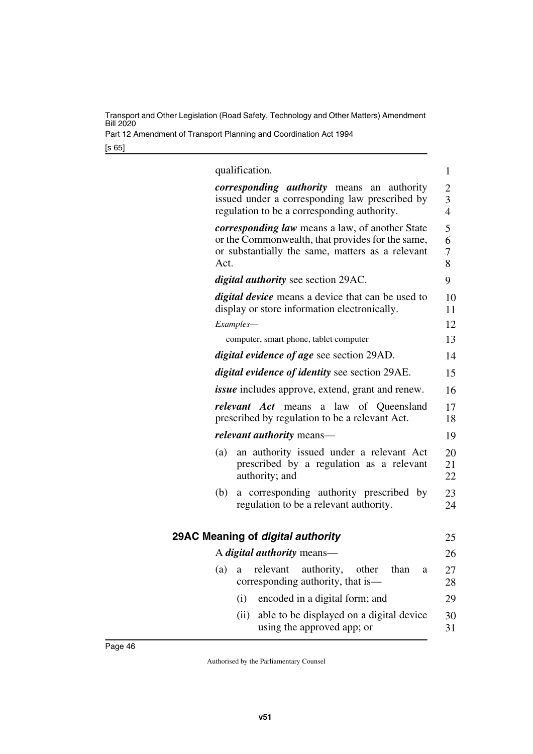qualification.

***corresponding authority*** means an authority issued under a corresponding law prescribed by regulation to be a corresponding authority.

***corresponding law*** means a law, of another State or the Commonwealth, that provides for the same, or substantially the same, matters as a relevant Act.

***digital authority*** see section 29AC.

***digital device*** means a device that can be used to display or store information electronically.

*Examples—*

computer, smart phone, tablet computer

***digital evidence of age*** see section 29AD.

***digital evidence of identity*** see section 29AE.

***issue*** includes approve, extend, grant and renew.

***relevant Act*** means a law of Queensland prescribed by regulation to be a relevant Act.

***relevant authority*** means—

(a) an authority issued under a relevant Act prescribed by a regulation as a relevant authority; and

(b) a corresponding authority prescribed by regulation to be a relevant authority.

### 29AC Meaning of *digital authority*

A ***digital authority*** means—

(a) a relevant authority, other than a corresponding authority, that is—

(i) encoded in a digital form; and

(ii) able to be displayed on a digital device using the approved app; or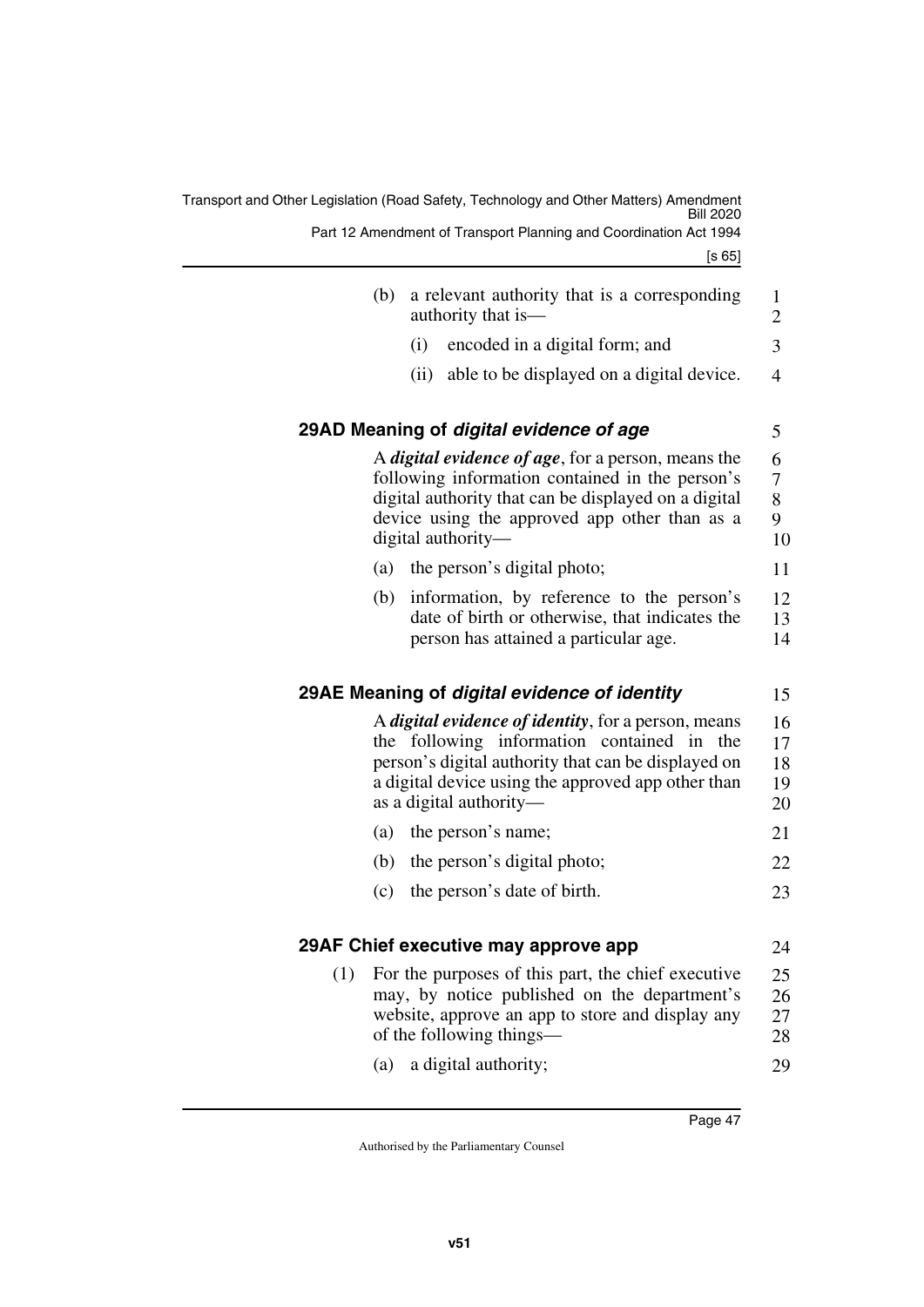(b) a relevant authority that is a corresponding authority that is—

(i) encoded in a digital form; and

(ii) able to be displayed on a digital device.

### 29AD Meaning of *digital evidence of age*

A ***digital evidence of age***, for a person, means the following information contained in the person's digital authority that can be displayed on a digital device using the approved app other than as a digital authority—

(a) the person's digital photo;

(b) information, by reference to the person's date of birth or otherwise, that indicates the person has attained a particular age.

### 29AE Meaning of *digital evidence of identity*

A ***digital evidence of identity***, for a person, means the following information contained in the person's digital authority that can be displayed on a digital device using the approved app other than as a digital authority—

(a) the person's name;

(b) the person's digital photo;

(c) the person's date of birth.

### 29AF Chief executive may approve app

(1) For the purposes of this part, the chief executive may, by notice published on the department's website, approve an app to store and display any of the following things—

(a) a digital authority;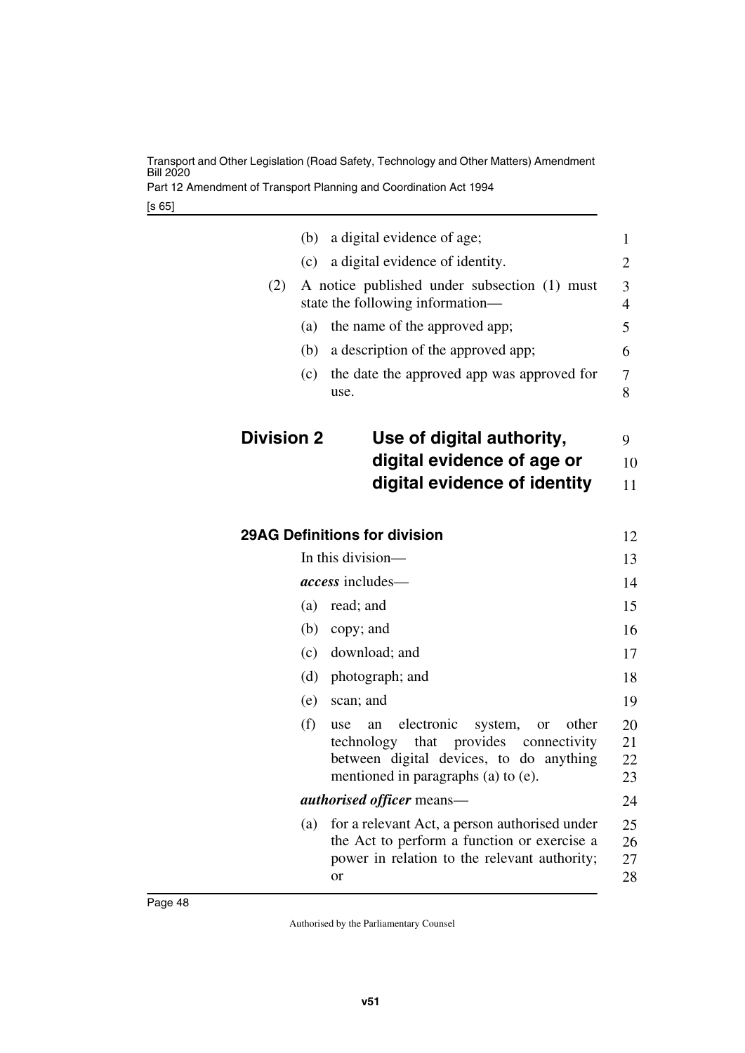(b) a digital evidence of age;

(c) a digital evidence of identity.

(2) A notice published under subsection (1) must state the following information—

(a) the name of the approved app;

(b) a description of the approved app;

(c) the date the approved app was approved for use.

## Division 2 Use of digital authority, digital evidence of age or digital evidence of identity

### 29AG Definitions for division

In this division—

***access*** includes—

(a) read; and

(b) copy; and

(c) download; and

(d) photograph; and

(e) scan; and

(f) use an electronic system, or other technology that provides connectivity between digital devices, to do anything mentioned in paragraphs (a) to (e).

***authorised officer*** means—

(a) for a relevant Act, a person authorised under the Act to perform a function or exercise a power in relation to the relevant authority; or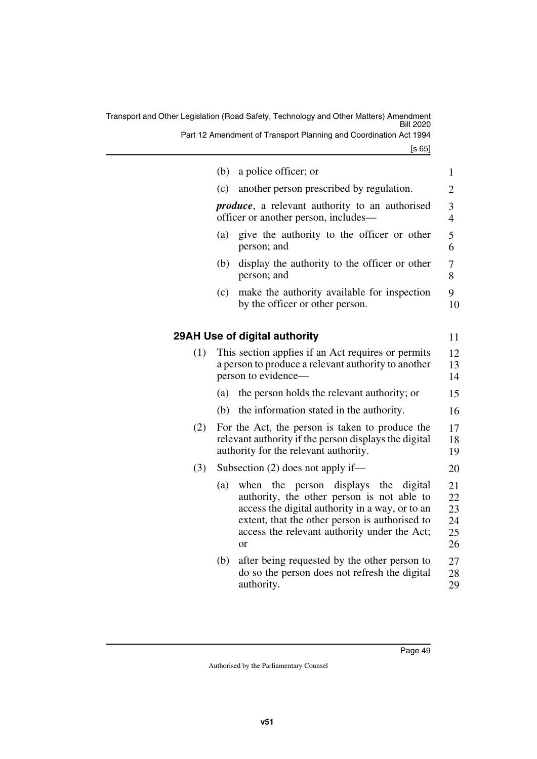(b) a police officer; or

(c) another person prescribed by regulation.

***produce***, a relevant authority to an authorised officer or another person, includes—

(a) give the authority to the officer or other person; and

(b) display the authority to the officer or other person; and

(c) make the authority available for inspection by the officer or other person.

### 29AH Use of digital authority

(1) This section applies if an Act requires or permits a person to produce a relevant authority to another person to evidence—

(a) the person holds the relevant authority; or

(b) the information stated in the authority.

(2) For the Act, the person is taken to produce the relevant authority if the person displays the digital authority for the relevant authority.

(3) Subsection (2) does not apply if—

(a) when the person displays the digital authority, the other person is not able to access the digital authority in a way, or to an extent, that the other person is authorised to access the relevant authority under the Act; or

(b) after being requested by the other person to do so the person does not refresh the digital authority.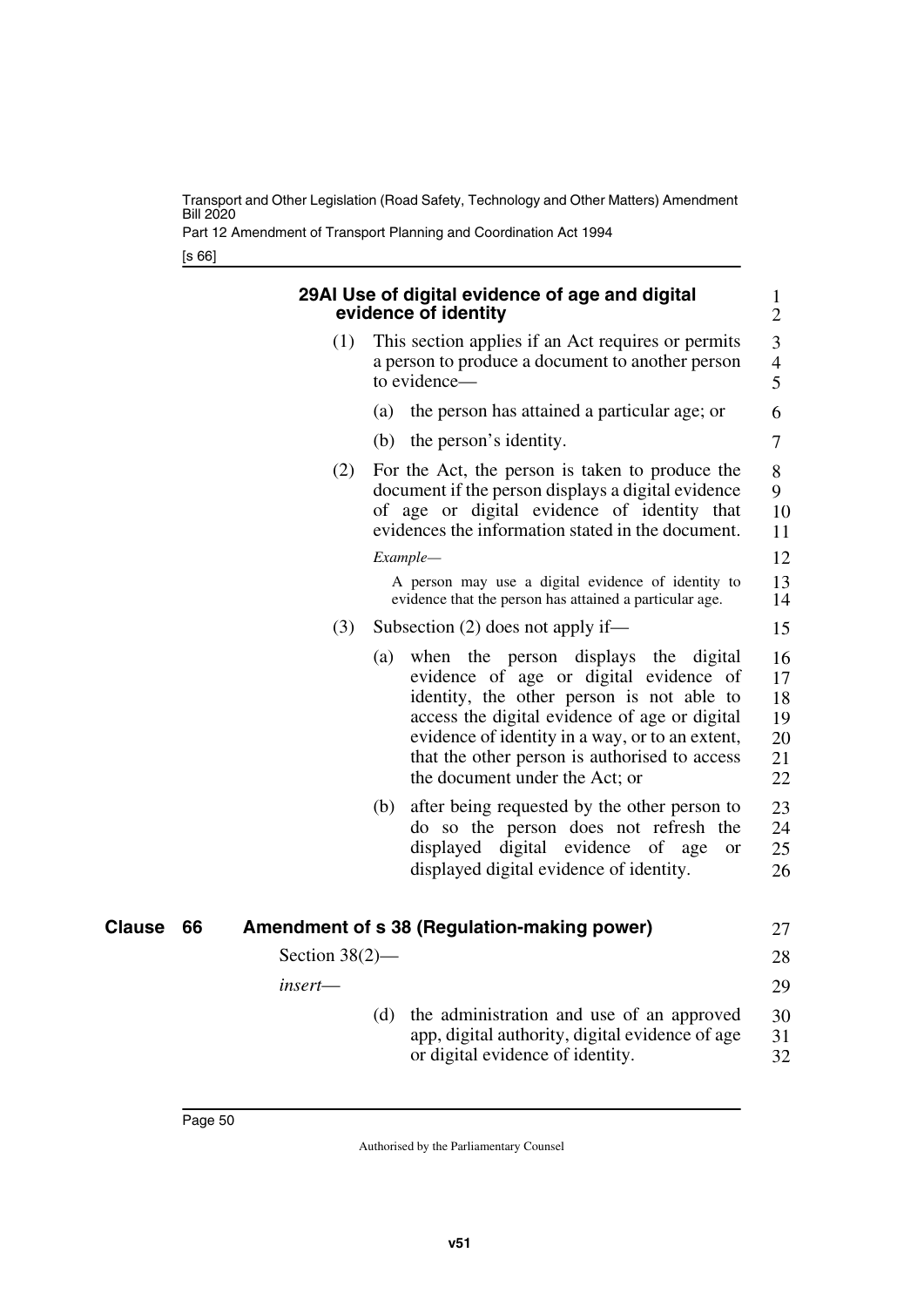#### 29AI Use of digital evidence of age and digital evidence of identity

(1) This section applies if an Act requires or permits a person to produce a document to another person to evidence—

(a) the person has attained a particular age; or

(b) the person's identity.

(2) For the Act, the person is taken to produce the document if the person displays a digital evidence of age or digital evidence of identity that evidences the information stated in the document.

*Example—*

A person may use a digital evidence of identity to evidence that the person has attained a particular age.

(3) Subsection (2) does not apply if—

(a) when the person displays the digital evidence of age or digital evidence of identity, the other person is not able to access the digital evidence of age or digital evidence of identity in a way, or to an extent, that the other person is authorised to access the document under the Act; or

(b) after being requested by the other person to do so the person does not refresh the displayed digital evidence of age or displayed digital evidence of identity.

### Clause 66 Amendment of s 38 (Regulation-making power)

Section 38(2)—

*insert*—

(d) the administration and use of an approved app, digital authority, digital evidence of age or digital evidence of identity.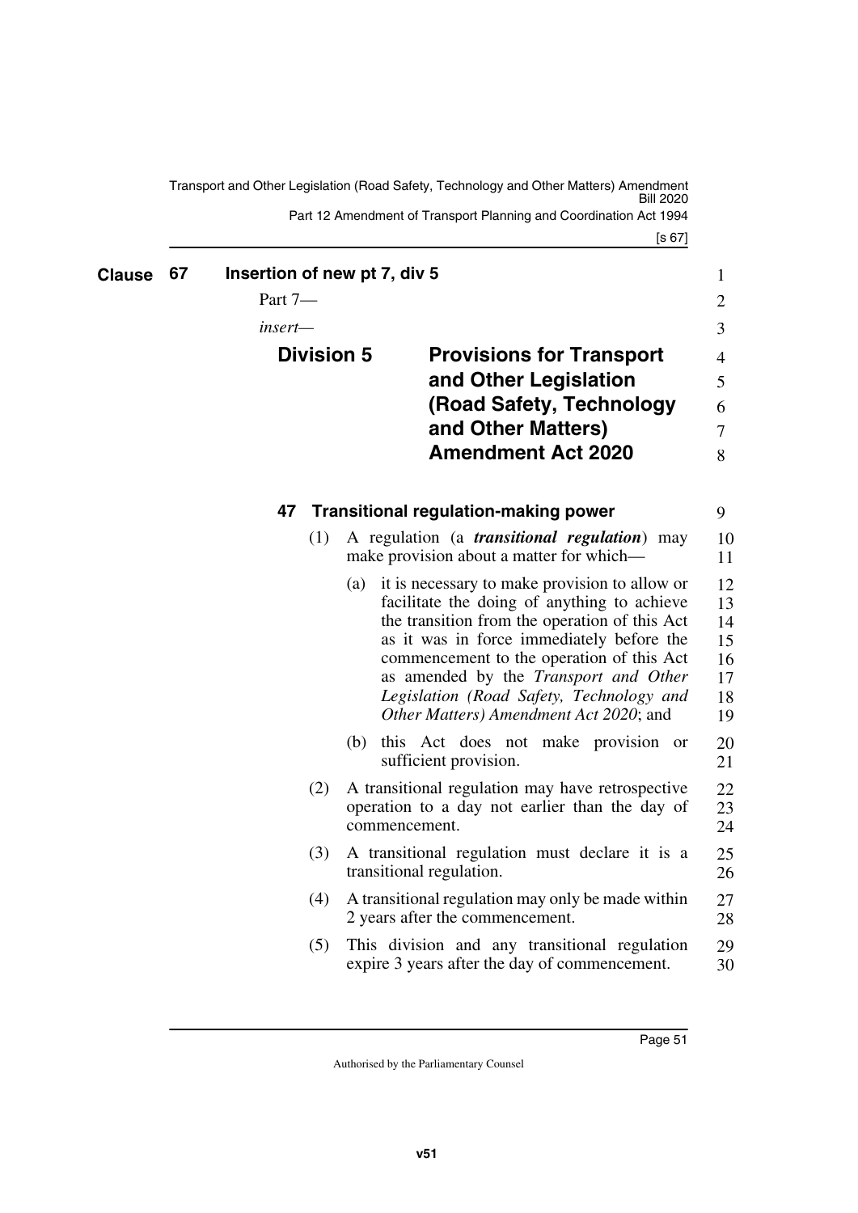## Clause 67 Insertion of new pt 7, div 5

Part 7—

*insert*—

### Division 5 Provisions for Transport and Other Legislation (Road Safety, Technology and Other Matters) Amendment Act 2020

#### 47 Transitional regulation-making power

(1) A regulation (a ***transitional regulation***) may make provision about a matter for which—

(a) it is necessary to make provision to allow or facilitate the doing of anything to achieve the transition from the operation of this Act as it was in force immediately before the commencement to the operation of this Act as amended by the *Transport and Other Legislation (Road Safety, Technology and Other Matters) Amendment Act 2020*; and

(b) this Act does not make provision or sufficient provision.

(2) A transitional regulation may have retrospective operation to a day not earlier than the day of commencement.

(3) A transitional regulation must declare it is a transitional regulation.

(4) A transitional regulation may only be made within 2 years after the commencement.

(5) This division and any transitional regulation expire 3 years after the day of commencement.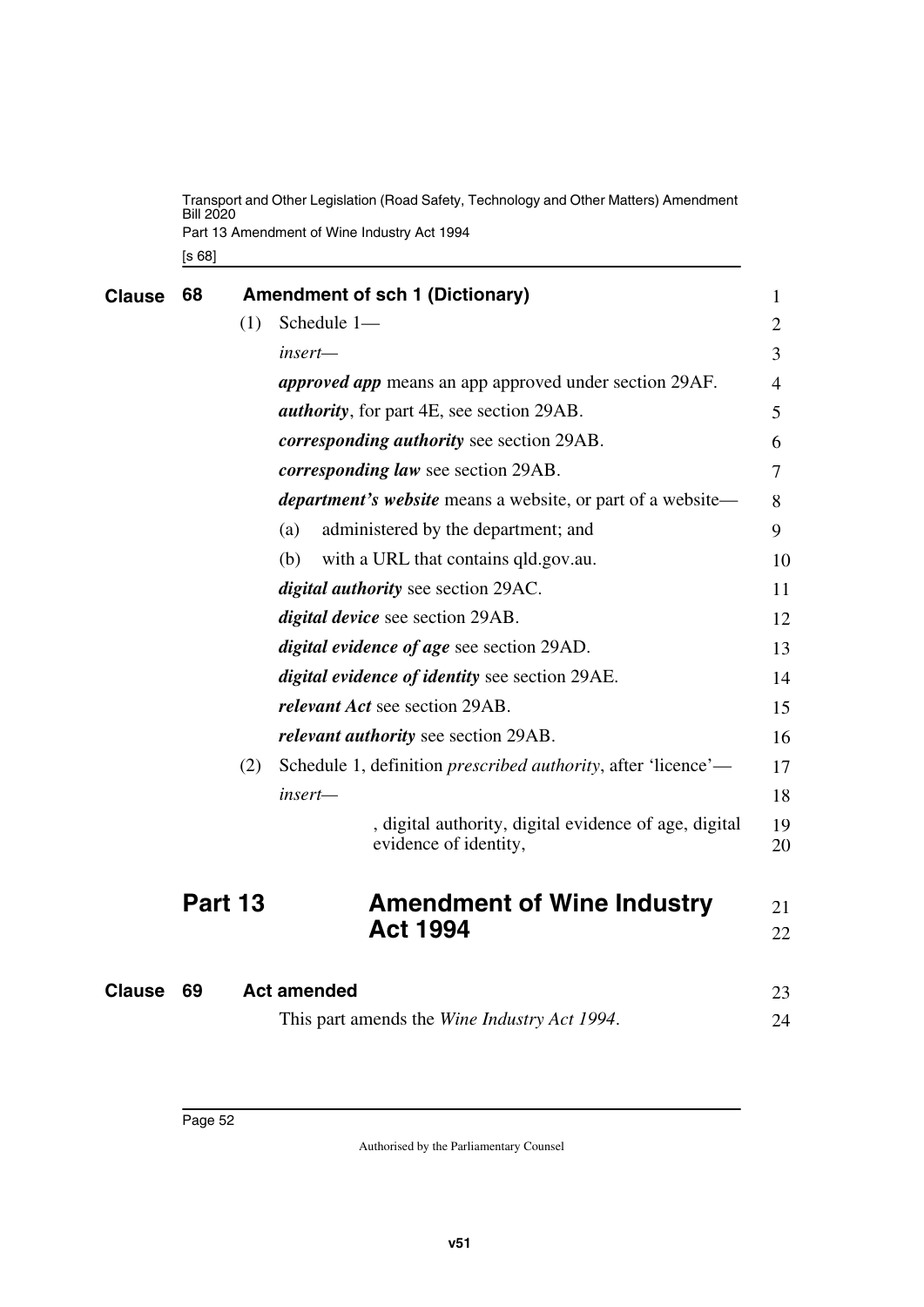## Clause 68 Amendment of sch 1 (Dictionary)

(1) Schedule 1—

*insert*—

***approved app*** means an app approved under section 29AF.

***authority***, for part 4E, see section 29AB.

***corresponding authority*** see section 29AB.

***corresponding law*** see section 29AB.

***department's website*** means a website, or part of a website—

(a) administered by the department; and

(b) with a URL that contains qld.gov.au.

***digital authority*** see section 29AC.

***digital device*** see section 29AB.

***digital evidence of age*** see section 29AD.

***digital evidence of identity*** see section 29AE.

***relevant Act*** see section 29AB.

***relevant authority*** see section 29AB.

(2) Schedule 1, definition *prescribed authority*, after 'licence'—

*insert*—

, digital authority, digital evidence of age, digital evidence of identity,

# Part 13 Amendment of Wine Industry Act 1994

## Clause 69 Act amended

This part amends the *Wine Industry Act 1994*.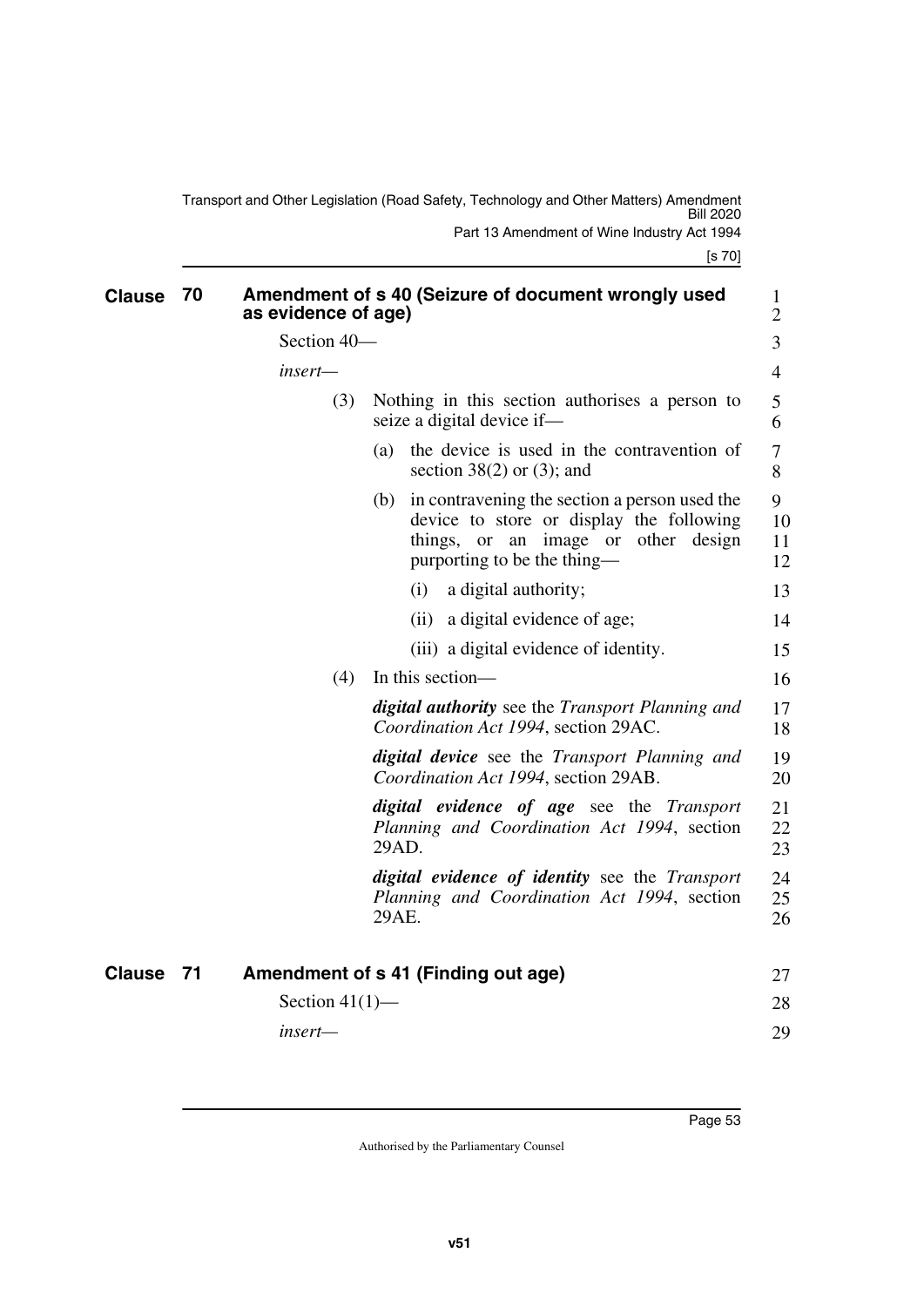## Clause 70 Amendment of s 40 (Seizure of document wrongly used as evidence of age)

Section 40—

*insert*—

(3) Nothing in this section authorises a person to seize a digital device if—

(a) the device is used in the contravention of section 38(2) or (3); and

(b) in contravening the section a person used the device to store or display the following things, or an image or other design purporting to be the thing—

(i) a digital authority;

(ii) a digital evidence of age;

(iii) a digital evidence of identity.

(4) In this section—

***digital authority*** see the *Transport Planning and Coordination Act 1994*, section 29AC.

***digital device*** see the *Transport Planning and Coordination Act 1994*, section 29AB.

***digital evidence of age*** see the *Transport Planning and Coordination Act 1994*, section 29AD.

***digital evidence of identity*** see the *Transport Planning and Coordination Act 1994*, section 29AE.

## Clause 71 Amendment of s 41 (Finding out age)

Section 41(1)—

*insert*—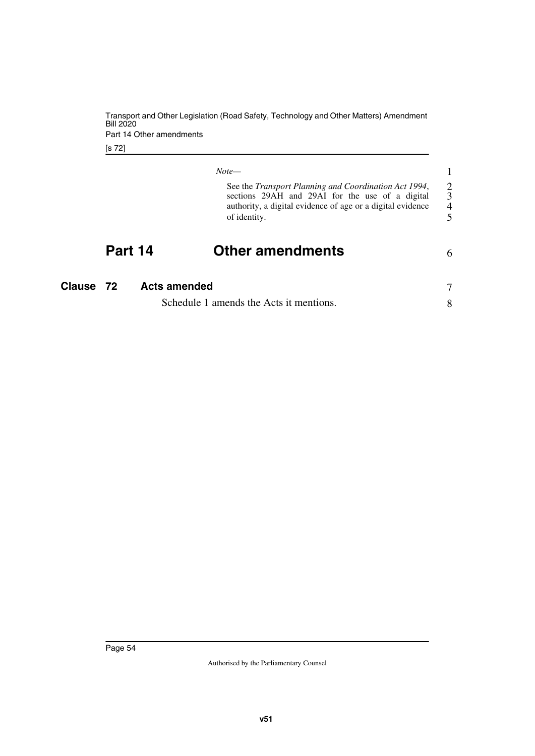*Note—*

See the *Transport Planning and Coordination Act 1994*, sections 29AH and 29AI for the use of a digital authority, a digital evidence of age or a digital evidence of identity.

# Part 14 Other amendments

## Clause 72 Acts amended

Schedule 1 amends the Acts it mentions.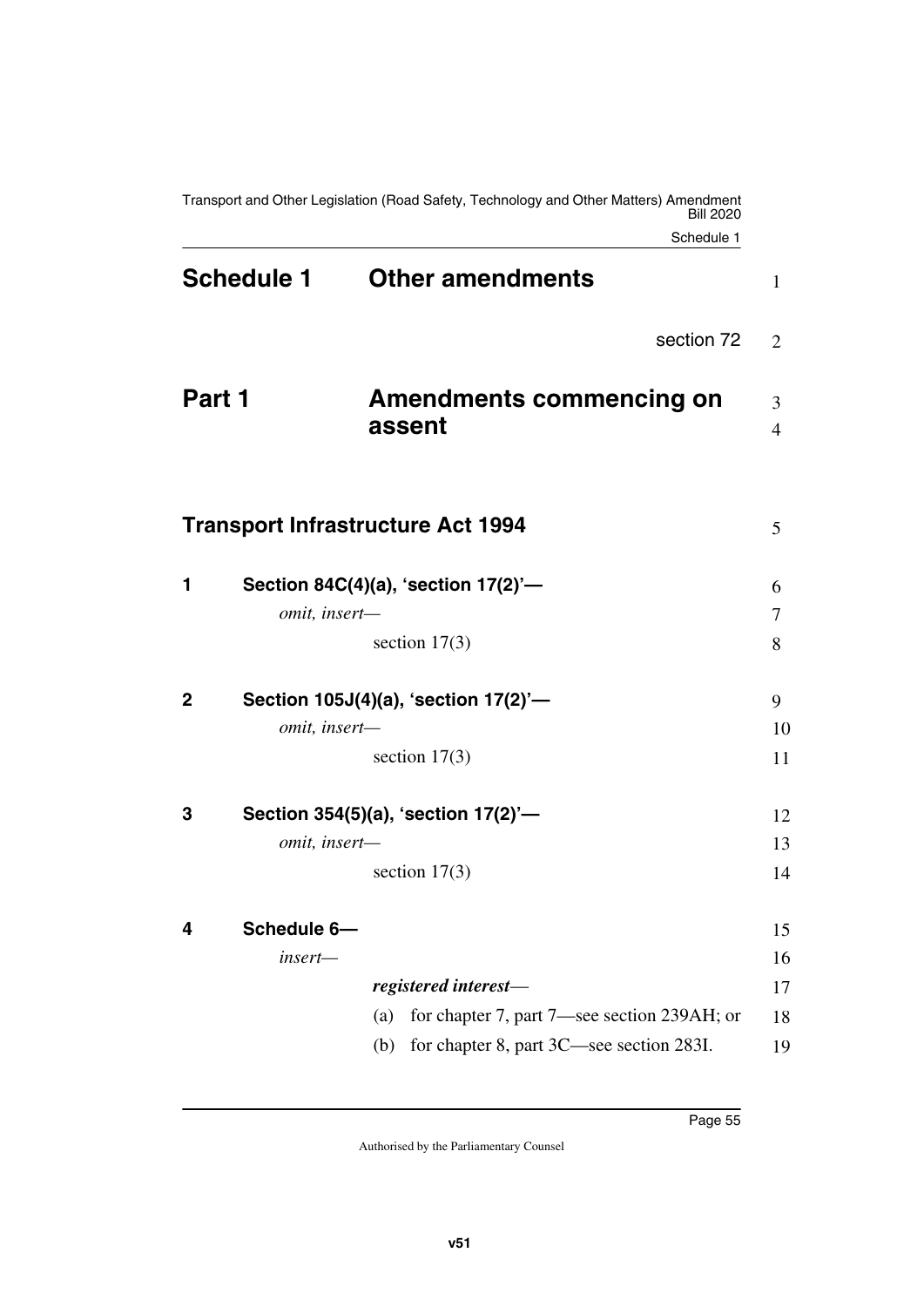# Schedule 1 Other amendments

section 72

## Part 1 Amendments commencing on assent

### Transport Infrastructure Act 1994

**1 Section 84C(4)(a), 'section 17(2)'—**

*omit, insert—*

section 17(3)

**2 Section 105J(4)(a), 'section 17(2)'—**

*omit, insert—*

section 17(3)

**3 Section 354(5)(a), 'section 17(2)'—**

*omit, insert—*

section 17(3)

**4 Schedule 6—**

*insert—*

***registered interest***—

(a) for chapter 7, part 7—see section 239AH; or

(b) for chapter 8, part 3C—see section 283I.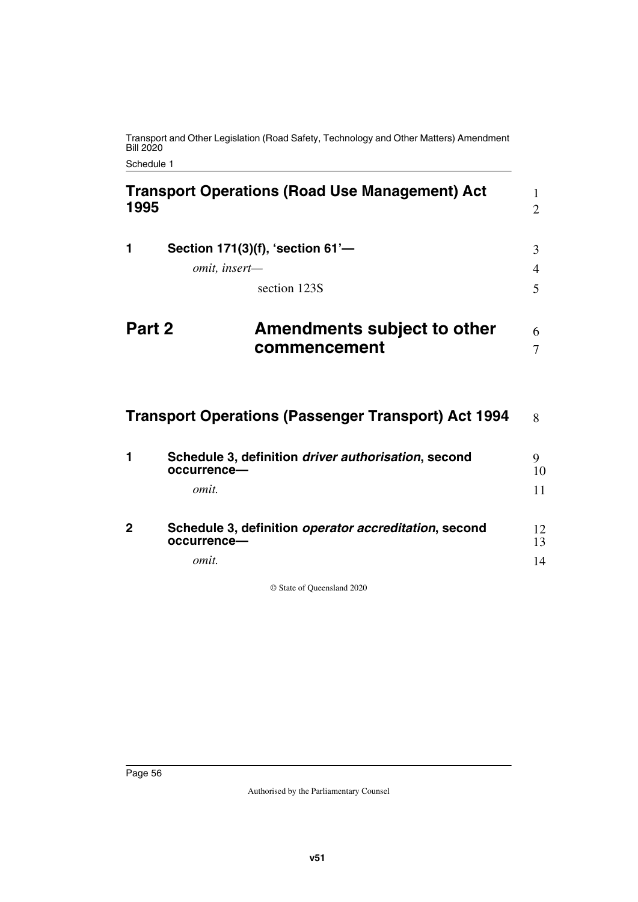## Transport Operations (Road Use Management) Act 1995

**1 Section 171(3)(f), 'section 61'—**

*omit, insert—*

section 123S

# Part 2 Amendments subject to other commencement

## Transport Operations (Passenger Transport) Act 1994

**1 Schedule 3, definition *driver authorisation*, second occurrence—**

*omit.*

**2 Schedule 3, definition *operator accreditation*, second occurrence—**

*omit.*

© State of Queensland 2020